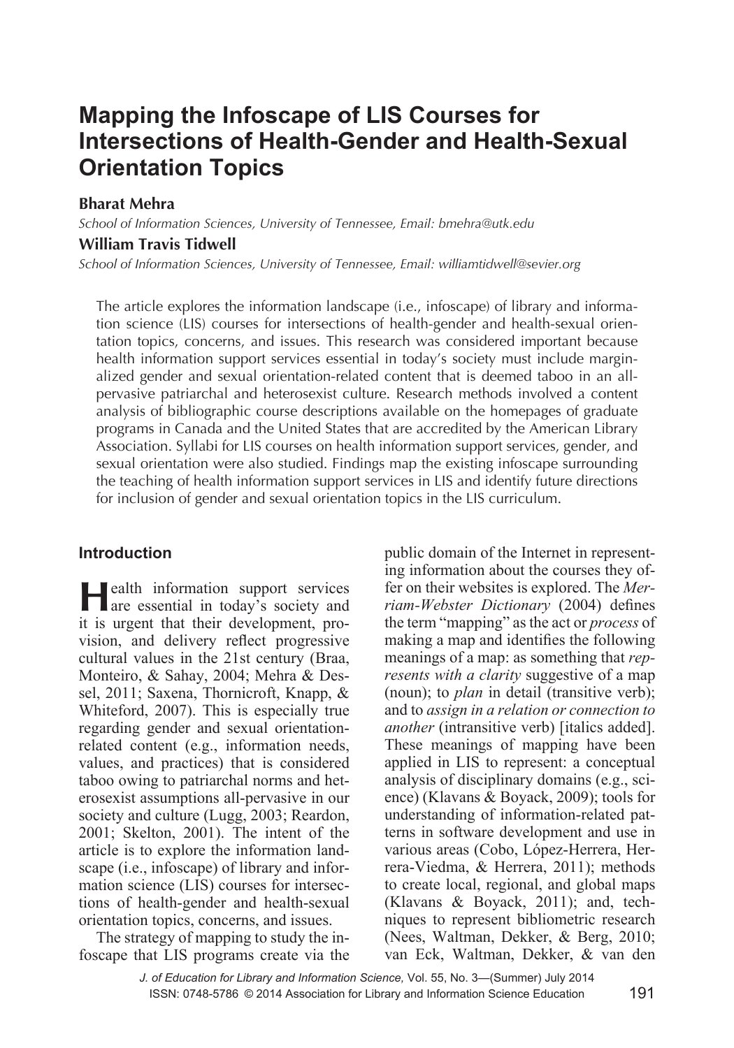# Mapping the Infoscape of LIS Courses for Intersections of Health-Gender and Health-Sexual Orientation Topics

**Bharat Mehra**

*School of Information Sciences, University of Tennessee, Email: bmehra@utk.edu*

**William Travis Tidwell**

*School of Information Sciences, University of Tennessee, Email: williamtidwell@sevier.org*

The article explores the information landscape (i.e., infoscape) of library and information science (LIS) courses for intersections of health-gender and health-sexual orientation topics, concerns, and issues. This research was considered important because health information support services essential in today's society must include marginalized gender and sexual orientation-related content that is deemed taboo in an all-pervasive patriarchal and heterosexist culture. Research methods involved a content analysis of bibliographic course descriptions available on the homepages of graduate programs in Canada and the United States that are accredited by the American Library Association. Syllabi for LIS courses on health information support services, gender, and sexual orientation were also studied. Findings map the existing infoscape surrounding the teaching of health information support services in LIS and identify future directions for inclusion of gender and sexual orientation topics in the LIS curriculum.

## Introduction

Health information support services are essential in today's society and it is urgent that their development, provision, and delivery reflect progressive cultural values in the 21st century (Braa, Monteiro, & Sahay, 2004; Mehra & Dessel, 2011; Saxena, Thornicroft, Knapp, & Whiteford, 2007). This is especially true regarding gender and sexual orientation-related content (e.g., information needs, values, and practices) that is considered taboo owing to patriarchal norms and heterosexist assumptions all-pervasive in our society and culture (Lugg, 2003; Reardon, 2001; Skelton, 2001). The intent of the article is to explore the information landscape (i.e., infoscape) of library and information science (LIS) courses for intersections of health-gender and health-sexual orientation topics, concerns, and issues.

The strategy of mapping to study the infoscape that LIS programs create via the public domain of the Internet in representing information about the courses they offer on their websites is explored. The *Merriam-Webster Dictionary* (2004) defines the term "mapping" as the act or *process* of making a map and identifies the following meanings of a map: as something that *represents with a clarity* suggestive of a map (noun); to *plan* in detail (transitive verb); and to *assign in a relation or connection to another* (intransitive verb) [italics added]. These meanings of mapping have been applied in LIS to represent: a conceptual analysis of disciplinary domains (e.g., science) (Klavans & Boyack, 2009); tools for understanding of information-related patterns in software development and use in various areas (Cobo, López-Herrera, Herrera-Viedma, & Herrera, 2011); methods to create local, regional, and global maps (Klavans & Boyack, 2011); and, techniques to represent bibliometric research (Nees, Waltman, Dekker, & Berg, 2010; van Eck, Waltman, Dekker, & van den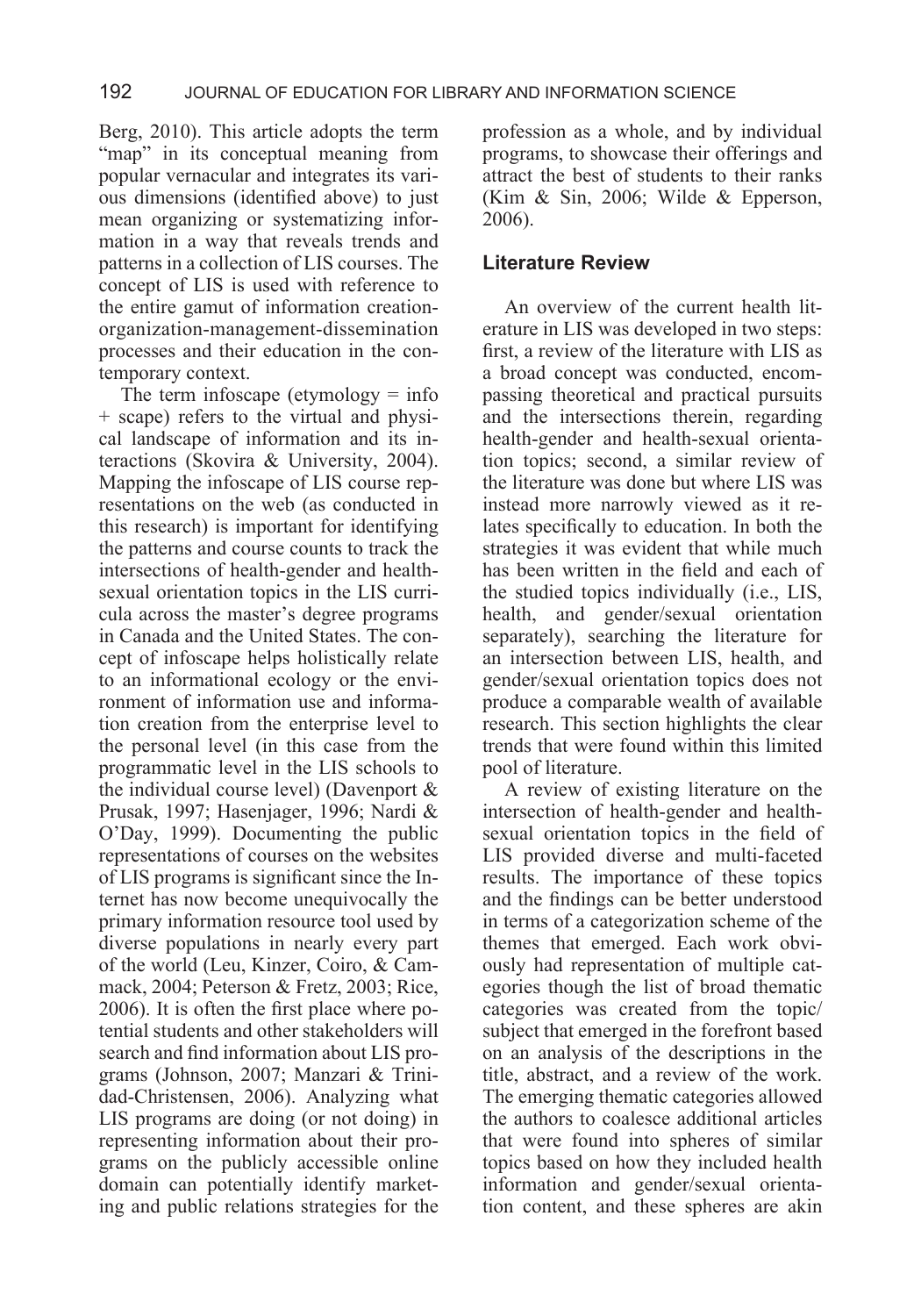Berg, 2010). This article adopts the term "map" in its conceptual meaning from popular vernacular and integrates its various dimensions (identified above) to just mean organizing or systematizing information in a way that reveals trends and patterns in a collection of LIS courses. The concept of LIS is used with reference to the entire gamut of information creation-organization-management-dissemination processes and their education in the contemporary context.

The term infoscape (etymology = info + scape) refers to the virtual and physical landscape of information and its interactions (Skovira & University, 2004). Mapping the infoscape of LIS course representations on the web (as conducted in this research) is important for identifying the patterns and course counts to track the intersections of health-gender and health-sexual orientation topics in the LIS curricula across the master's degree programs in Canada and the United States. The concept of infoscape helps holistically relate to an informational ecology or the environment of information use and information creation from the enterprise level to the personal level (in this case from the programmatic level in the LIS schools to the individual course level) (Davenport & Prusak, 1997; Hasenjager, 1996; Nardi & O'Day, 1999). Documenting the public representations of courses on the websites of LIS programs is significant since the Internet has now become unequivocally the primary information resource tool used by diverse populations in nearly every part of the world (Leu, Kinzer, Coiro, & Cammack, 2004; Peterson & Fretz, 2003; Rice, 2006). It is often the first place where potential students and other stakeholders will search and find information about LIS programs (Johnson, 2007; Manzari & Trinidad-Christensen, 2006). Analyzing what LIS programs are doing (or not doing) in representing information about their programs on the publicly accessible online domain can potentially identify marketing and public relations strategies for the profession as a whole, and by individual programs, to showcase their offerings and attract the best of students to their ranks (Kim & Sin, 2006; Wilde & Epperson, 2006).

## Literature Review

An overview of the current health literature in LIS was developed in two steps: first, a review of the literature with LIS as a broad concept was conducted, encompassing theoretical and practical pursuits and the intersections therein, regarding health-gender and health-sexual orientation topics; second, a similar review of the literature was done but where LIS was instead more narrowly viewed as it relates specifically to education. In both the strategies it was evident that while much has been written in the field and each of the studied topics individually (i.e., LIS, health, and gender/sexual orientation separately), searching the literature for an intersection between LIS, health, and gender/sexual orientation topics does not produce a comparable wealth of available research. This section highlights the clear trends that were found within this limited pool of literature.

A review of existing literature on the intersection of health-gender and health-sexual orientation topics in the field of LIS provided diverse and multi-faceted results. The importance of these topics and the findings can be better understood in terms of a categorization scheme of the themes that emerged. Each work obviously had representation of multiple categories though the list of broad thematic categories was created from the topic/subject that emerged in the forefront based on an analysis of the descriptions in the title, abstract, and a review of the work. The emerging thematic categories allowed the authors to coalesce additional articles that were found into spheres of similar topics based on how they included health information and gender/sexual orientation content, and these spheres are akin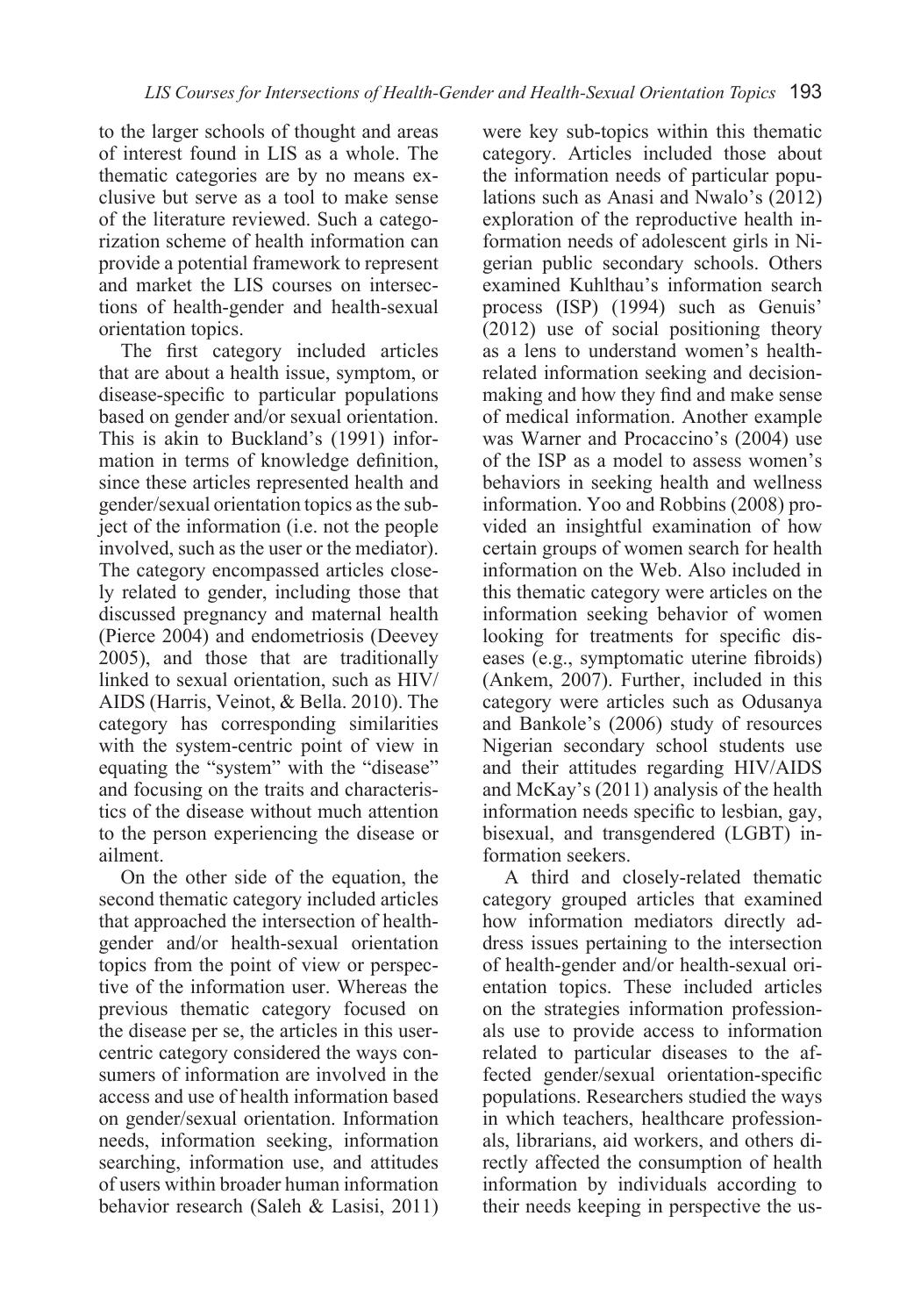to the larger schools of thought and areas of interest found in LIS as a whole. The thematic categories are by no means exclusive but serve as a tool to make sense of the literature reviewed. Such a categorization scheme of health information can provide a potential framework to represent and market the LIS courses on intersections of health-gender and health-sexual orientation topics.

The first category included articles that are about a health issue, symptom, or disease-specific to particular populations based on gender and/or sexual orientation. This is akin to Buckland's (1991) information in terms of knowledge definition, since these articles represented health and gender/sexual orientation topics as the subject of the information (i.e. not the people involved, such as the user or the mediator). The category encompassed articles closely related to gender, including those that discussed pregnancy and maternal health (Pierce 2004) and endometriosis (Deevey 2005), and those that are traditionally linked to sexual orientation, such as HIV/AIDS (Harris, Veinot, & Bella. 2010). The category has corresponding similarities with the system-centric point of view in equating the "system" with the "disease" and focusing on the traits and characteristics of the disease without much attention to the person experiencing the disease or ailment.

On the other side of the equation, the second thematic category included articles that approached the intersection of health-gender and/or health-sexual orientation topics from the point of view or perspective of the information user. Whereas the previous thematic category focused on the disease per se, the articles in this user-centric category considered the ways consumers of information are involved in the access and use of health information based on gender/sexual orientation. Information needs, information seeking, information searching, information use, and attitudes of users within broader human information behavior research (Saleh & Lasisi, 2011) were key sub-topics within this thematic category. Articles included those about the information needs of particular populations such as Anasi and Nwalo's (2012) exploration of the reproductive health information needs of adolescent girls in Nigerian public secondary schools. Others examined Kuhlthau's information search process (ISP) (1994) such as Genuis' (2012) use of social positioning theory as a lens to understand women's health-related information seeking and decision-making and how they find and make sense of medical information. Another example was Warner and Procaccino's (2004) use of the ISP as a model to assess women's behaviors in seeking health and wellness information. Yoo and Robbins (2008) provided an insightful examination of how certain groups of women search for health information on the Web. Also included in this thematic category were articles on the information seeking behavior of women looking for treatments for specific diseases (e.g., symptomatic uterine fibroids) (Ankem, 2007). Further, included in this category were articles such as Odusanya and Bankole's (2006) study of resources Nigerian secondary school students use and their attitudes regarding HIV/AIDS and McKay's (2011) analysis of the health information needs specific to lesbian, gay, bisexual, and transgendered (LGBT) information seekers.

A third and closely-related thematic category grouped articles that examined how information mediators directly address issues pertaining to the intersection of health-gender and/or health-sexual orientation topics. These included articles on the strategies information professionals use to provide access to information related to particular diseases to the affected gender/sexual orientation-specific populations. Researchers studied the ways in which teachers, healthcare professionals, librarians, aid workers, and others directly affected the consumption of health information by individuals according to their needs keeping in perspective the us-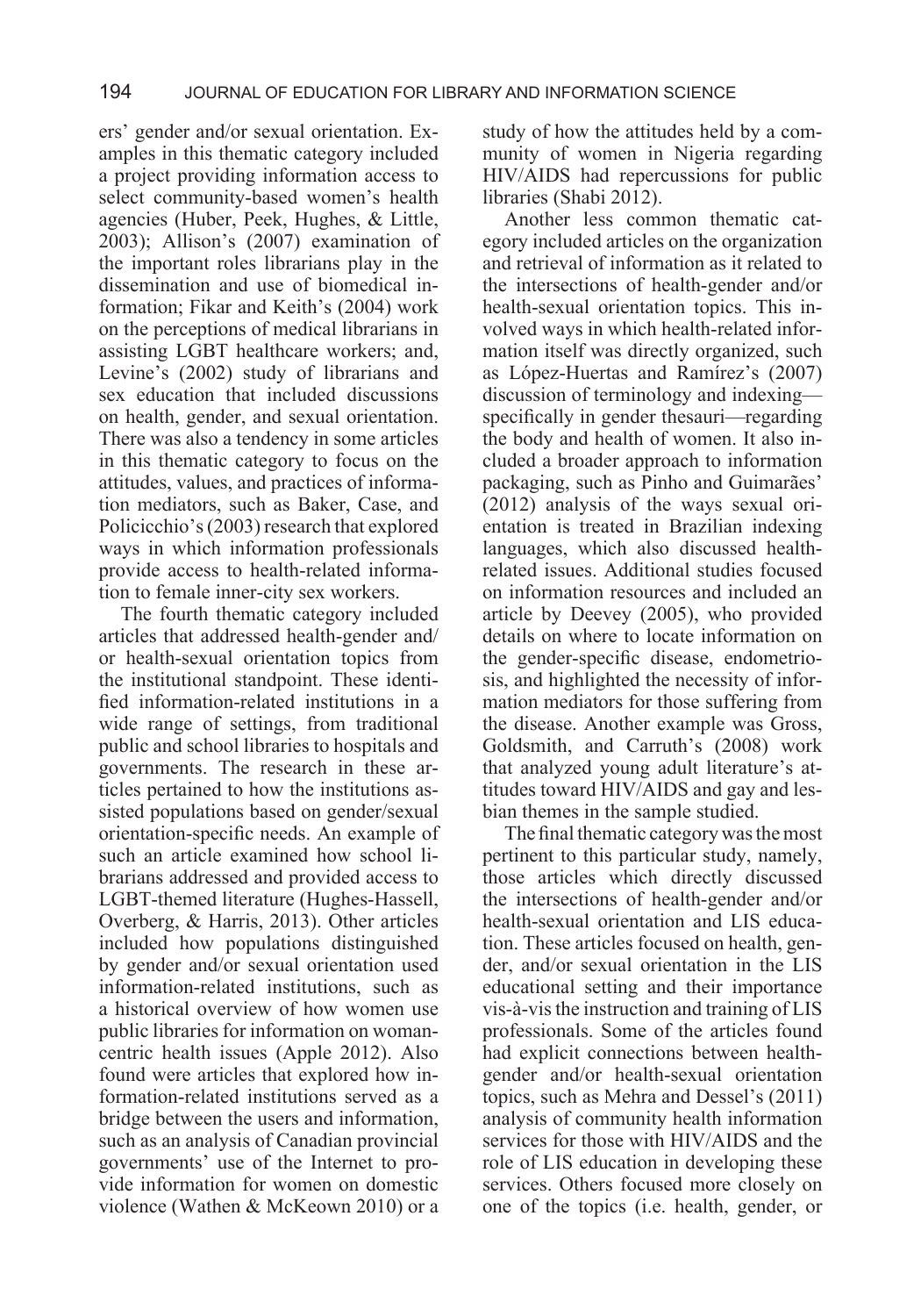ers' gender and/or sexual orientation. Examples in this thematic category included a project providing information access to select community-based women's health agencies (Huber, Peek, Hughes, & Little, 2003); Allison's (2007) examination of the important roles librarians play in the dissemination and use of biomedical information; Fikar and Keith's (2004) work on the perceptions of medical librarians in assisting LGBT healthcare workers; and, Levine's (2002) study of librarians and sex education that included discussions on health, gender, and sexual orientation. There was also a tendency in some articles in this thematic category to focus on the attitudes, values, and practices of information mediators, such as Baker, Case, and Policicchio's (2003) research that explored ways in which information professionals provide access to health-related information to female inner-city sex workers.

The fourth thematic category included articles that addressed health-gender and/or health-sexual orientation topics from the institutional standpoint. These identified information-related institutions in a wide range of settings, from traditional public and school libraries to hospitals and governments. The research in these articles pertained to how the institutions assisted populations based on gender/sexual orientation-specific needs. An example of such an article examined how school librarians addressed and provided access to LGBT-themed literature (Hughes-Hassell, Overberg, & Harris, 2013). Other articles included how populations distinguished by gender and/or sexual orientation used information-related institutions, such as a historical overview of how women use public libraries for information on woman-centric health issues (Apple 2012). Also found were articles that explored how information-related institutions served as a bridge between the users and information, such as an analysis of Canadian provincial governments' use of the Internet to provide information for women on domestic violence (Wathen & McKeown 2010) or a study of how the attitudes held by a community of women in Nigeria regarding HIV/AIDS had repercussions for public libraries (Shabi 2012).

Another less common thematic category included articles on the organization and retrieval of information as it related to the intersections of health-gender and/or health-sexual orientation topics. This involved ways in which health-related information itself was directly organized, such as López-Huertas and Ramírez's (2007) discussion of terminology and indexing—specifically in gender thesauri—regarding the body and health of women. It also included a broader approach to information packaging, such as Pinho and Guimarães' (2012) analysis of the ways sexual orientation is treated in Brazilian indexing languages, which also discussed health-related issues. Additional studies focused on information resources and included an article by Deevey (2005), who provided details on where to locate information on the gender-specific disease, endometriosis, and highlighted the necessity of information mediators for those suffering from the disease. Another example was Gross, Goldsmith, and Carruth's (2008) work that analyzed young adult literature's attitudes toward HIV/AIDS and gay and lesbian themes in the sample studied.

The final thematic category was the most pertinent to this particular study, namely, those articles which directly discussed the intersections of health-gender and/or health-sexual orientation and LIS education. These articles focused on health, gender, and/or sexual orientation in the LIS educational setting and their importance vis-à-vis the instruction and training of LIS professionals. Some of the articles found had explicit connections between health-gender and/or health-sexual orientation topics, such as Mehra and Dessel's (2011) analysis of community health information services for those with HIV/AIDS and the role of LIS education in developing these services. Others focused more closely on one of the topics (i.e. health, gender, or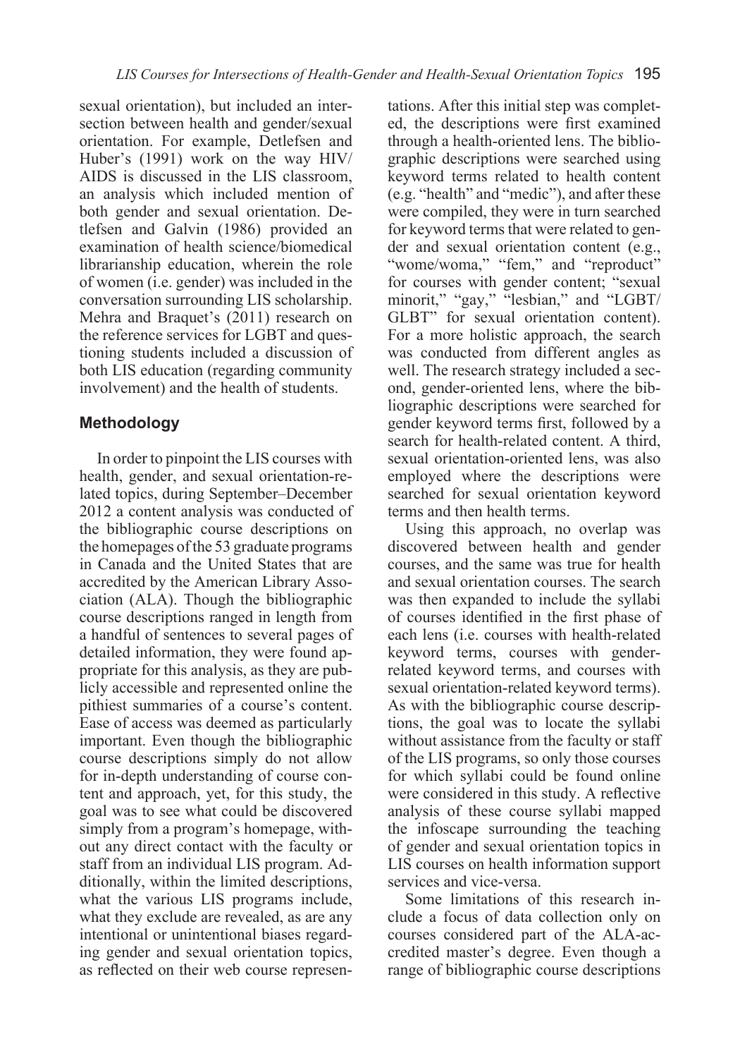sexual orientation), but included an intersection between health and gender/sexual orientation. For example, Detlefsen and Huber's (1991) work on the way HIV/AIDS is discussed in the LIS classroom, an analysis which included mention of both gender and sexual orientation. Detlefsen and Galvin (1986) provided an examination of health science/biomedical librarianship education, wherein the role of women (i.e. gender) was included in the conversation surrounding LIS scholarship. Mehra and Braquet's (2011) research on the reference services for LGBT and questioning students included a discussion of both LIS education (regarding community involvement) and the health of students.

## Methodology

In order to pinpoint the LIS courses with health, gender, and sexual orientation-related topics, during September–December 2012 a content analysis was conducted of the bibliographic course descriptions on the homepages of the 53 graduate programs in Canada and the United States that are accredited by the American Library Association (ALA). Though the bibliographic course descriptions ranged in length from a handful of sentences to several pages of detailed information, they were found appropriate for this analysis, as they are publicly accessible and represented online the pithiest summaries of a course's content. Ease of access was deemed as particularly important. Even though the bibliographic course descriptions simply do not allow for in-depth understanding of course content and approach, yet, for this study, the goal was to see what could be discovered simply from a program's homepage, without any direct contact with the faculty or staff from an individual LIS program. Additionally, within the limited descriptions, what the various LIS programs include, what they exclude are revealed, as are any intentional or unintentional biases regarding gender and sexual orientation topics, as reflected on their web course representations. After this initial step was completed, the descriptions were first examined through a health-oriented lens. The bibliographic descriptions were searched using keyword terms related to health content (e.g. "health" and "medic"), and after these were compiled, they were in turn searched for keyword terms that were related to gender and sexual orientation content (e.g., "wome/woma," "fem," and "reproduct" for courses with gender content; "sexual minorit," "gay," "lesbian," and "LGBT/GLBT" for sexual orientation content). For a more holistic approach, the search was conducted from different angles as well. The research strategy included a second, gender-oriented lens, where the bibliographic descriptions were searched for gender keyword terms first, followed by a search for health-related content. A third, sexual orientation-oriented lens, was also employed where the descriptions were searched for sexual orientation keyword terms and then health terms.

Using this approach, no overlap was discovered between health and gender courses, and the same was true for health and sexual orientation courses. The search was then expanded to include the syllabi of courses identified in the first phase of each lens (i.e. courses with health-related keyword terms, courses with gender-related keyword terms, and courses with sexual orientation-related keyword terms). As with the bibliographic course descriptions, the goal was to locate the syllabi without assistance from the faculty or staff of the LIS programs, so only those courses for which syllabi could be found online were considered in this study. A reflective analysis of these course syllabi mapped the infoscape surrounding the teaching of gender and sexual orientation topics in LIS courses on health information support services and vice-versa.

Some limitations of this research include a focus of data collection only on courses considered part of the ALA-accredited master's degree. Even though a range of bibliographic course descriptions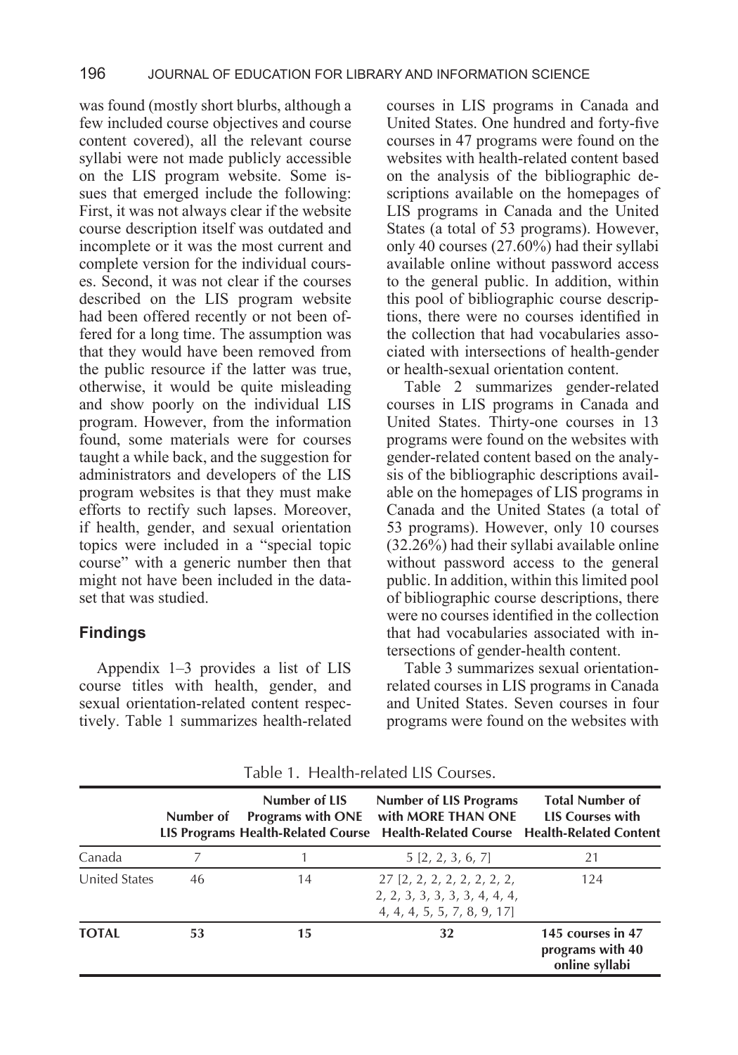was found (mostly short blurbs, although a few included course objectives and course content covered), all the relevant course syllabi were not made publicly accessible on the LIS program website. Some issues that emerged include the following: First, it was not always clear if the website course description itself was outdated and incomplete or it was the most current and complete version for the individual courses. Second, it was not clear if the courses described on the LIS program website had been offered recently or not been offered for a long time. The assumption was that they would have been removed from the public resource if the latter was true, otherwise, it would be quite misleading and show poorly on the individual LIS program. However, from the information found, some materials were for courses taught a while back, and the suggestion for administrators and developers of the LIS program websites is that they must make efforts to rectify such lapses. Moreover, if health, gender, and sexual orientation topics were included in a "special topic course" with a generic number then that might not have been included in the dataset that was studied.

## Findings

Appendix 1–3 provides a list of LIS course titles with health, gender, and sexual orientation-related content respectively. Table 1 summarizes health-related courses in LIS programs in Canada and United States. One hundred and forty-five courses in 47 programs were found on the websites with health-related content based on the analysis of the bibliographic descriptions available on the homepages of LIS programs in Canada and the United States (a total of 53 programs). However, only 40 courses (27.60%) had their syllabi available online without password access to the general public. In addition, within this pool of bibliographic course descriptions, there were no courses identified in the collection that had vocabularies associated with intersections of health-gender or health-sexual orientation content.

Table 2 summarizes gender-related courses in LIS programs in Canada and United States. Thirty-one courses in 13 programs were found on the websites with gender-related content based on the analysis of the bibliographic descriptions available on the homepages of LIS programs in Canada and the United States (a total of 53 programs). However, only 10 courses (32.26%) had their syllabi available online without password access to the general public. In addition, within this limited pool of bibliographic course descriptions, there were no courses identified in the collection that had vocabularies associated with intersections of gender-health content.

Table 3 summarizes sexual orientation-related courses in LIS programs in Canada and United States. Seven courses in four programs were found on the websites with

Table 1. Health-related LIS Courses.

| | Number of LIS Programs | Number of LIS Programs with ONE Health-Related Course | Number of LIS Programs with MORE THAN ONE Health-Related Course | Total Number of LIS Courses with Health-Related Content |
|---|---|---|---|---|
| Canada | 7 | 1 | 5 [2, 2, 3, 6, 7] | 21 |
| United States | 46 | 14 | 27 [2, 2, 2, 2, 2, 2, 2, 2, 2, 3, 3, 3, 3, 3, 4, 4, 4, 4, 4, 5, 5, 7, 8, 9, 17] | 124 |
| **TOTAL** | **53** | **15** | **32** | **145 courses in 47 programs with 40 online syllabi** |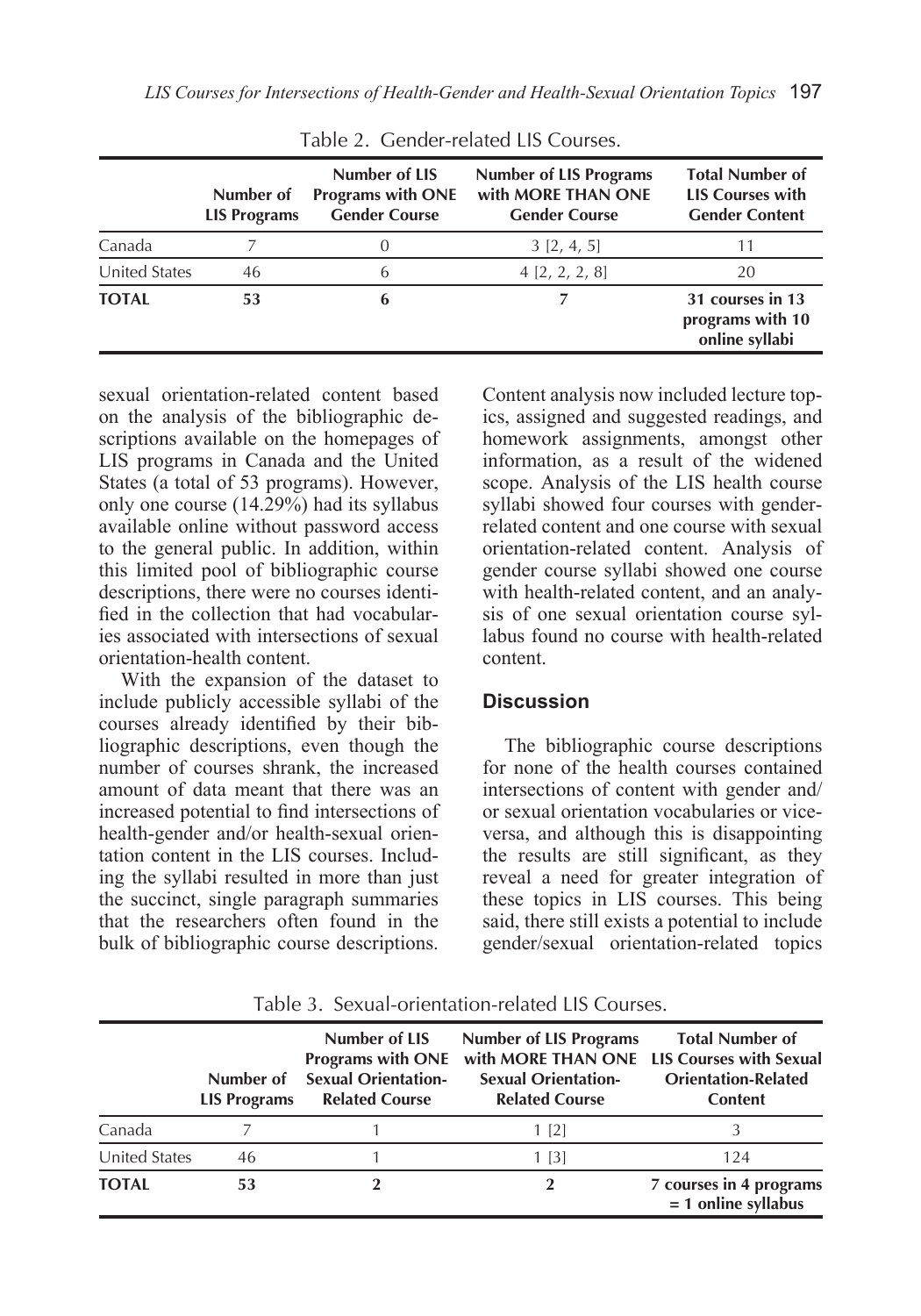Table 2. Gender-related LIS Courses.

| | Number of LIS Programs | Number of LIS Programs with ONE Gender Course | Number of LIS Programs with MORE THAN ONE Gender Course | Total Number of LIS Courses with Gender Content |
|---|---|---|---|---|
| Canada | 7 | 0 | 3 [2, 4, 5] | 11 |
| United States | 46 | 6 | 4 [2, 2, 2, 8] | 20 |
| **TOTAL** | **53** | **6** | **7** | **31 courses in 13 programs with 10 online syllabi** |

sexual orientation-related content based on the analysis of the bibliographic descriptions available on the homepages of LIS programs in Canada and the United States (a total of 53 programs). However, only one course (14.29%) had its syllabus available online without password access to the general public. In addition, within this limited pool of bibliographic course descriptions, there were no courses identified in the collection that had vocabularies associated with intersections of sexual orientation-health content.

With the expansion of the dataset to include publicly accessible syllabi of the courses already identified by their bibliographic descriptions, even though the number of courses shrank, the increased amount of data meant that there was an increased potential to find intersections of health-gender and/or health-sexual orientation content in the LIS courses. Including the syllabi resulted in more than just the succinct, single paragraph summaries that the researchers often found in the bulk of bibliographic course descriptions. Content analysis now included lecture topics, assigned and suggested readings, and homework assignments, amongst other information, as a result of the widened scope. Analysis of the LIS health course syllabi showed four courses with gender-related content and one course with sexual orientation-related content. Analysis of gender course syllabi showed one course with health-related content, and an analysis of one sexual orientation course syllabus found no course with health-related content.

## Discussion

The bibliographic course descriptions for none of the health courses contained intersections of content with gender and/or sexual orientation vocabularies or vice-versa, and although this is disappointing the results are still significant, as they reveal a need for greater integration of these topics in LIS courses. This being said, there still exists a potential to include gender/sexual orientation-related topics

Table 3. Sexual-orientation-related LIS Courses.

| | Number of LIS Programs | Number of LIS Programs with ONE Sexual Orientation-Related Course | Number of LIS Programs with MORE THAN ONE Sexual Orientation-Related Course | Total Number of LIS Courses with Sexual Orientation-Related Content |
|---|---|---|---|---|
| Canada | 7 | 1 | 1 [2] | 3 |
| United States | 46 | 1 | 1 [3] | 124 |
| **TOTAL** | **53** | **2** | **2** | **7 courses in 4 programs = 1 online syllabus** |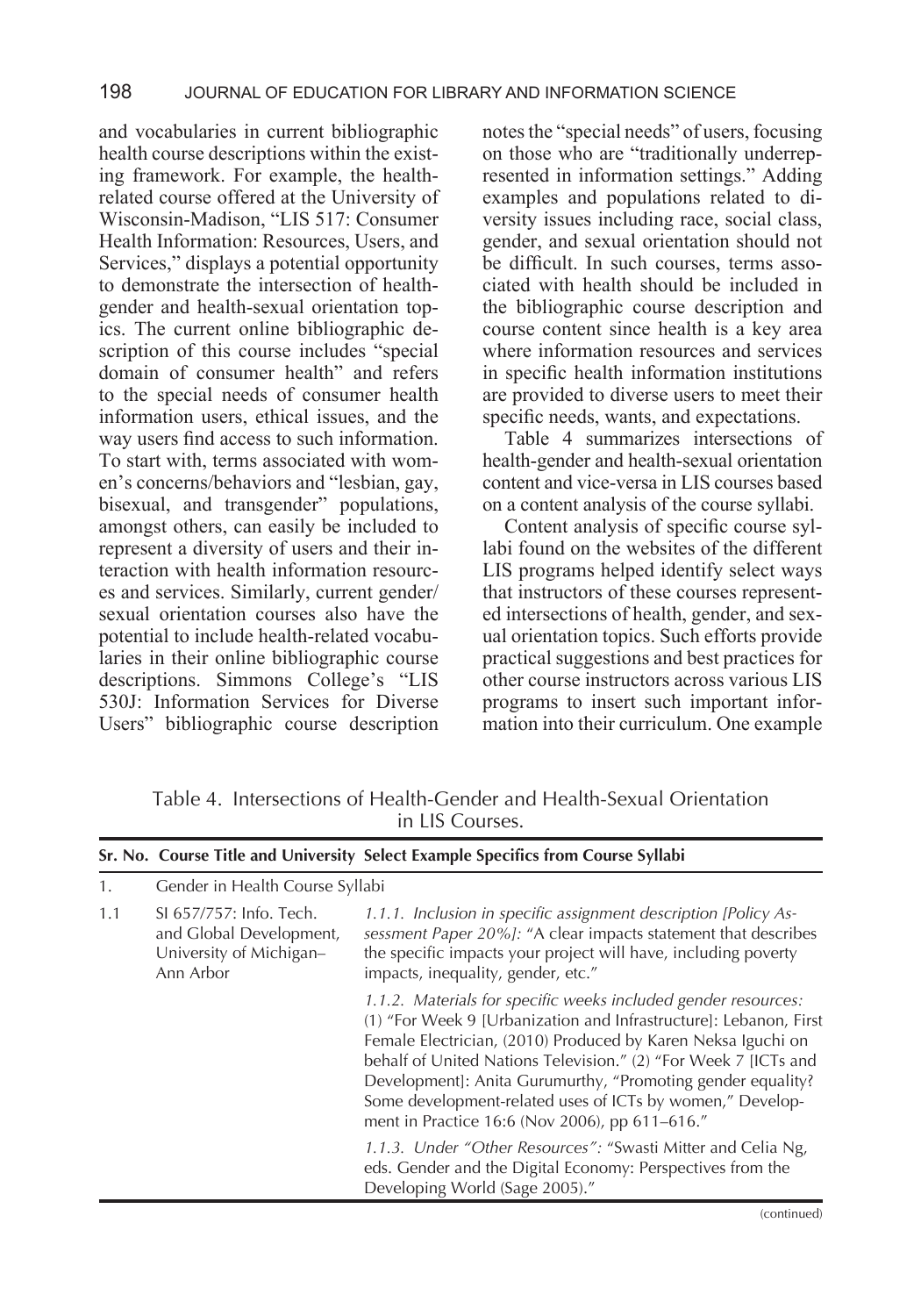and vocabularies in current bibliographic health course descriptions within the existing framework. For example, the health-related course offered at the University of Wisconsin-Madison, "LIS 517: Consumer Health Information: Resources, Users, and Services," displays a potential opportunity to demonstrate the intersection of health-gender and health-sexual orientation topics. The current online bibliographic description of this course includes "special domain of consumer health" and refers to the special needs of consumer health information users, ethical issues, and the way users find access to such information. To start with, terms associated with women's concerns/behaviors and "lesbian, gay, bisexual, and transgender" populations, amongst others, can easily be included to represent a diversity of users and their interaction with health information resources and services. Similarly, current gender/sexual orientation courses also have the potential to include health-related vocabularies in their online bibliographic course descriptions. Simmons College's "LIS 530J: Information Services for Diverse Users" bibliographic course description notes the "special needs" of users, focusing on those who are "traditionally underrepresented in information settings." Adding examples and populations related to diversity issues including race, social class, gender, and sexual orientation should not be difficult. In such courses, terms associated with health should be included in the bibliographic course description and course content since health is a key area where information resources and services in specific health information institutions are provided to diverse users to meet their specific needs, wants, and expectations.

Table 4 summarizes intersections of health-gender and health-sexual orientation content and vice-versa in LIS courses based on a content analysis of the course syllabi.

Content analysis of specific course syllabi found on the websites of the different LIS programs helped identify select ways that instructors of these courses represented intersections of health, gender, and sexual orientation topics. Such efforts provide practical suggestions and best practices for other course instructors across various LIS programs to insert such important information into their curriculum. One example

Table 4. Intersections of Health-Gender and Health-Sexual Orientation in LIS Courses.

| Sr. No. | Course Title and University | Select Example Specifics from Course Syllabi |
|---|---|---|
| 1. | Gender in Health Course Syllabi | |
| 1.1 | SI 657/757: Info. Tech. and Global Development, University of Michigan–Ann Arbor | *1.1.1. Inclusion in specific assignment description [Policy Assessment Paper 20%]:* "A clear impacts statement that describes the specific impacts your project will have, including poverty impacts, inequality, gender, etc." |
| | | *1.1.2. Materials for specific weeks included gender resources:* (1) "For Week 9 [Urbanization and Infrastructure]: Lebanon, First Female Electrician, (2010) Produced by Karen Neksa Iguchi on behalf of United Nations Television." (2) "For Week 7 [ICTs and Development]: Anita Gurumurthy, "Promoting gender equality? Some development-related uses of ICTs by women," Development in Practice 16:6 (Nov 2006), pp 611–616." |
| | | *1.1.3. Under "Other Resources":* "Swasti Mitter and Celia Ng, eds. Gender and the Digital Economy: Perspectives from the Developing World (Sage 2005)." |

(continued)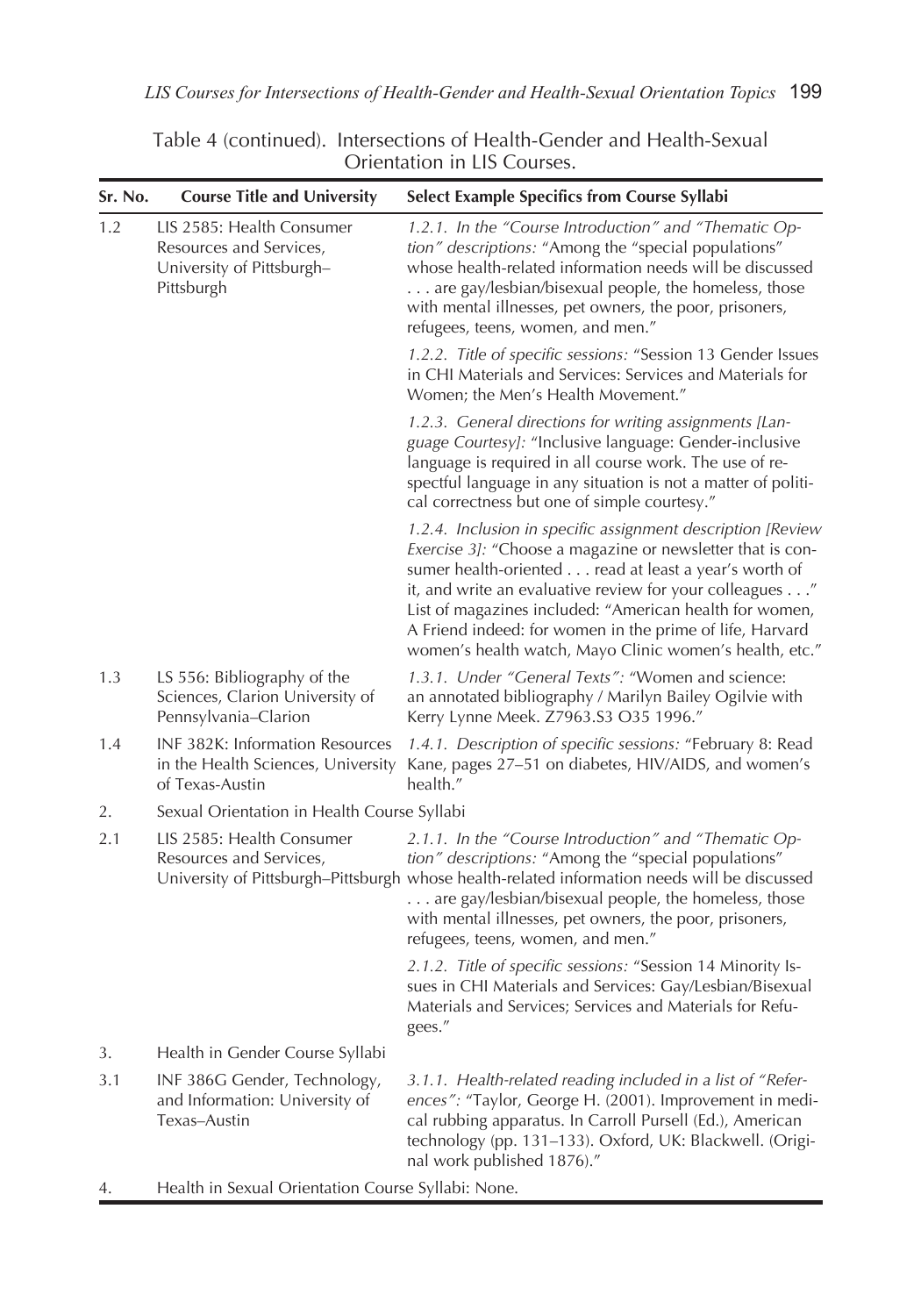Table 4 (continued). Intersections of Health-Gender and Health-Sexual Orientation in LIS Courses.

| Sr. No. | Course Title and University | Select Example Specifics from Course Syllabi |
|---|---|---|
| 1.2 | LIS 2585: Health Consumer Resources and Services, University of Pittsburgh–Pittsburgh | *1.2.1. In the "Course Introduction" and "Thematic Option" descriptions:* "Among the "special populations" whose health-related information needs will be discussed . . . are gay/lesbian/bisexual people, the homeless, those with mental illnesses, pet owners, the poor, prisoners, refugees, teens, women, and men." |
| | | *1.2.2. Title of specific sessions:* "Session 13 Gender Issues in CHI Materials and Services: Services and Materials for Women; the Men's Health Movement." |
| | | *1.2.3. General directions for writing assignments [Language Courtesy]:* "Inclusive language: Gender-inclusive language is required in all course work. The use of respectful language in any situation is not a matter of political correctness but one of simple courtesy." |
| | | *1.2.4. Inclusion in specific assignment description [Review Exercise 3]:* "Choose a magazine or newsletter that is consumer health-oriented . . . read at least a year's worth of it, and write an evaluative review for your colleagues . . ." List of magazines included: "American health for women, A Friend indeed: for women in the prime of life, Harvard women's health watch, Mayo Clinic women's health, etc." |
| 1.3 | LS 556: Bibliography of the Sciences, Clarion University of Pennsylvania–Clarion | *1.3.1. Under "General Texts":* "Women and science: an annotated bibliography / Marilyn Bailey Ogilvie with Kerry Lynne Meek. Z7963.S3 O35 1996." |
| 1.4 | INF 382K: Information Resources in the Health Sciences, University of Texas-Austin | *1.4.1. Description of specific sessions:* "February 8: Read Kane, pages 27–51 on diabetes, HIV/AIDS, and women's health." |
| 2. | Sexual Orientation in Health Course Syllabi | |
| 2.1 | LIS 2585: Health Consumer Resources and Services, University of Pittsburgh–Pittsburgh | *2.1.1. In the "Course Introduction" and "Thematic Option" descriptions:* "Among the "special populations" whose health-related information needs will be discussed . . . are gay/lesbian/bisexual people, the homeless, those with mental illnesses, pet owners, the poor, prisoners, refugees, teens, women, and men." |
| | | *2.1.2. Title of specific sessions:* "Session 14 Minority Issues in CHI Materials and Services: Gay/Lesbian/Bisexual Materials and Services; Services and Materials for Refugees." |
| 3. | Health in Gender Course Syllabi | |
| 3.1 | INF 386G Gender, Technology, and Information: University of Texas–Austin | *3.1.1. Health-related reading included in a list of "References":* "Taylor, George H. (2001). Improvement in medical rubbing apparatus. In Carroll Pursell (Ed.), American technology (pp. 131–133). Oxford, UK: Blackwell. (Original work published 1876)." |
| 4. | Health in Sexual Orientation Course Syllabi: None. | |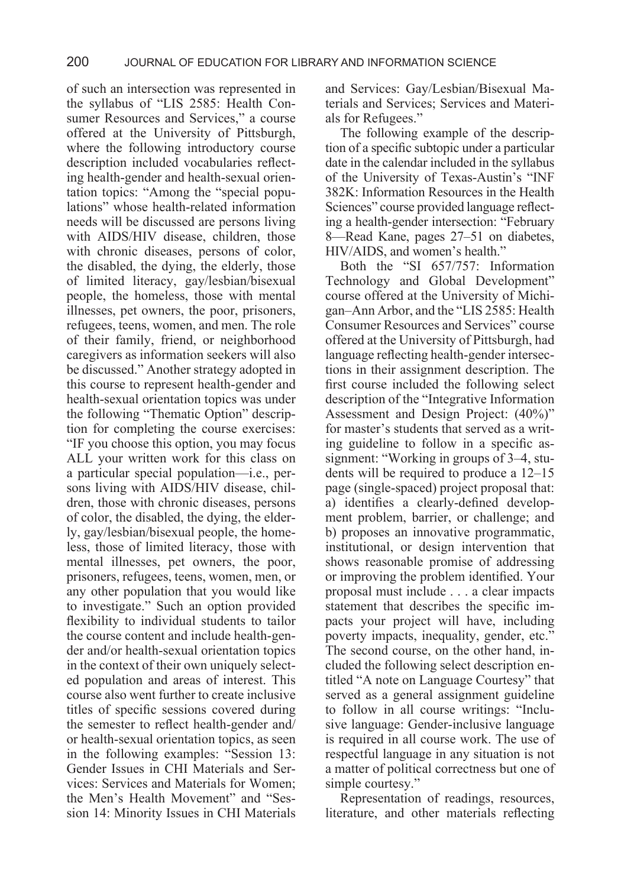of such an intersection was represented in the syllabus of "LIS 2585: Health Consumer Resources and Services," a course offered at the University of Pittsburgh, where the following introductory course description included vocabularies reflecting health-gender and health-sexual orientation topics: "Among the "special populations" whose health-related information needs will be discussed are persons living with AIDS/HIV disease, children, those with chronic diseases, persons of color, the disabled, the dying, the elderly, those of limited literacy, gay/lesbian/bisexual people, the homeless, those with mental illnesses, pet owners, the poor, prisoners, refugees, teens, women, and men. The role of their family, friend, or neighborhood caregivers as information seekers will also be discussed." Another strategy adopted in this course to represent health-gender and health-sexual orientation topics was under the following "Thematic Option" description for completing the course exercises: "IF you choose this option, you may focus ALL your written work for this class on a particular special population—i.e., persons living with AIDS/HIV disease, children, those with chronic diseases, persons of color, the disabled, the dying, the elderly, gay/lesbian/bisexual people, the homeless, those of limited literacy, those with mental illnesses, pet owners, the poor, prisoners, refugees, teens, women, men, or any other population that you would like to investigate." Such an option provided flexibility to individual students to tailor the course content and include health-gender and/or health-sexual orientation topics in the context of their own uniquely selected population and areas of interest. This course also went further to create inclusive titles of specific sessions covered during the semester to reflect health-gender and/or health-sexual orientation topics, as seen in the following examples: "Session 13: Gender Issues in CHI Materials and Services: Services and Materials for Women; the Men's Health Movement" and "Session 14: Minority Issues in CHI Materials and Services: Gay/Lesbian/Bisexual Materials and Services; Services and Materials for Refugees."

The following example of the description of a specific subtopic under a particular date in the calendar included in the syllabus of the University of Texas-Austin's "INF 382K: Information Resources in the Health Sciences" course provided language reflecting a health-gender intersection: "February 8—Read Kane, pages 27–51 on diabetes, HIV/AIDS, and women's health."

Both the "SI 657/757: Information Technology and Global Development" course offered at the University of Michigan–Ann Arbor, and the "LIS 2585: Health Consumer Resources and Services" course offered at the University of Pittsburgh, had language reflecting health-gender intersections in their assignment description. The first course included the following select description of the "Integrative Information Assessment and Design Project: (40%)" for master's students that served as a writing guideline to follow in a specific assignment: "Working in groups of 3–4, students will be required to produce a 12–15 page (single-spaced) project proposal that: a) identifies a clearly-defined development problem, barrier, or challenge; and b) proposes an innovative programmatic, institutional, or design intervention that shows reasonable promise of addressing or improving the problem identified. Your proposal must include . . . a clear impacts statement that describes the specific impacts your project will have, including poverty impacts, inequality, gender, etc." The second course, on the other hand, included the following select description entitled "A note on Language Courtesy" that served as a general assignment guideline to follow in all course writings: "Inclusive language: Gender-inclusive language is required in all course work. The use of respectful language in any situation is not a matter of political correctness but one of simple courtesy."

Representation of readings, resources, literature, and other materials reflecting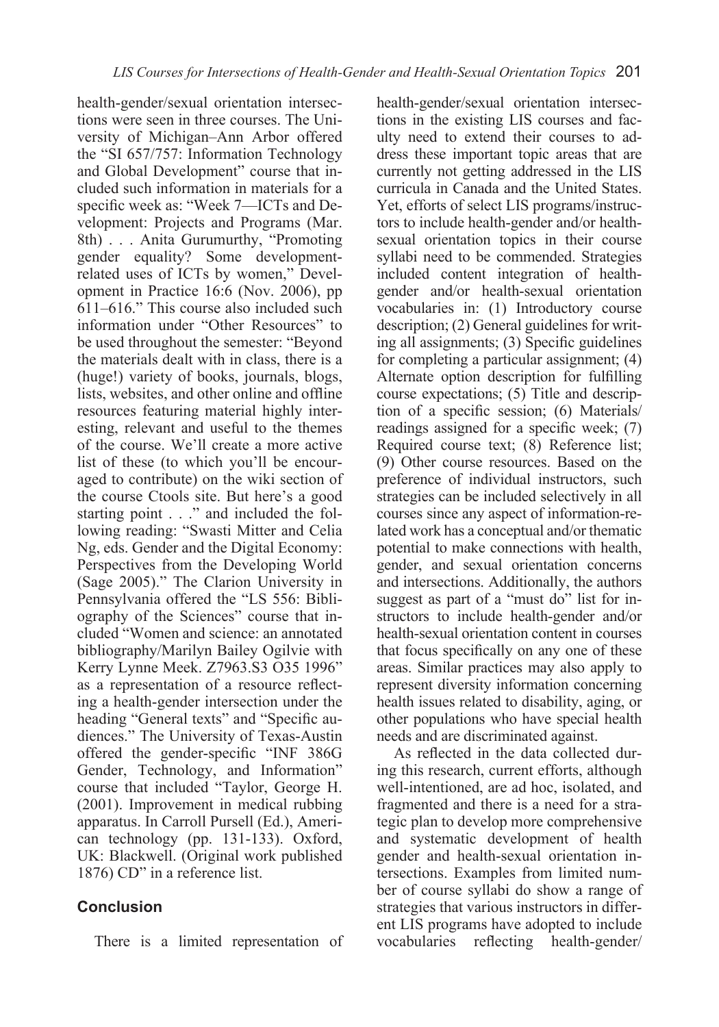health-gender/sexual orientation intersections were seen in three courses. The University of Michigan–Ann Arbor offered the "SI 657/757: Information Technology and Global Development" course that included such information in materials for a specific week as: "Week 7—ICTs and Development: Projects and Programs (Mar. 8th) . . . Anita Gurumurthy, "Promoting gender equality? Some development-related uses of ICTs by women," Development in Practice 16:6 (Nov. 2006), pp 611–616." This course also included such information under "Other Resources" to be used throughout the semester: "Beyond the materials dealt with in class, there is a (huge!) variety of books, journals, blogs, lists, websites, and other online and offline resources featuring material highly interesting, relevant and useful to the themes of the course. We'll create a more active list of these (to which you'll be encouraged to contribute) on the wiki section of the course Ctools site. But here's a good starting point . . ." and included the following reading: "Swasti Mitter and Celia Ng, eds. Gender and the Digital Economy: Perspectives from the Developing World (Sage 2005)." The Clarion University in Pennsylvania offered the "LS 556: Bibliography of the Sciences" course that included "Women and science: an annotated bibliography/Marilyn Bailey Ogilvie with Kerry Lynne Meek. Z7963.S3 O35 1996" as a representation of a resource reflecting a health-gender intersection under the heading "General texts" and "Specific audiences." The University of Texas-Austin offered the gender-specific "INF 386G Gender, Technology, and Information" course that included "Taylor, George H. (2001). Improvement in medical rubbing apparatus. In Carroll Pursell (Ed.), American technology (pp. 131-133). Oxford, UK: Blackwell. (Original work published 1876) CD" in a reference list.

## Conclusion

There is a limited representation of health-gender/sexual orientation intersections in the existing LIS courses and faculty need to extend their courses to address these important topic areas that are currently not getting addressed in the LIS curricula in Canada and the United States. Yet, efforts of select LIS programs/instructors to include health-gender and/or health-sexual orientation topics in their course syllabi need to be commended. Strategies included content integration of health-gender and/or health-sexual orientation vocabularies in: (1) Introductory course description; (2) General guidelines for writing all assignments; (3) Specific guidelines for completing a particular assignment; (4) Alternate option description for fulfilling course expectations; (5) Title and description of a specific session; (6) Materials/readings assigned for a specific week; (7) Required course text; (8) Reference list; (9) Other course resources. Based on the preference of individual instructors, such strategies can be included selectively in all courses since any aspect of information-related work has a conceptual and/or thematic potential to make connections with health, gender, and sexual orientation concerns and intersections. Additionally, the authors suggest as part of a "must do" list for instructors to include health-gender and/or health-sexual orientation content in courses that focus specifically on any one of these areas. Similar practices may also apply to represent diversity information concerning health issues related to disability, aging, or other populations who have special health needs and are discriminated against.

As reflected in the data collected during this research, current efforts, although well-intentioned, are ad hoc, isolated, and fragmented and there is a need for a strategic plan to develop more comprehensive and systematic development of health gender and health-sexual orientation intersections. Examples from limited number of course syllabi do show a range of strategies that various instructors in different LIS programs have adopted to include vocabularies reflecting health-gender/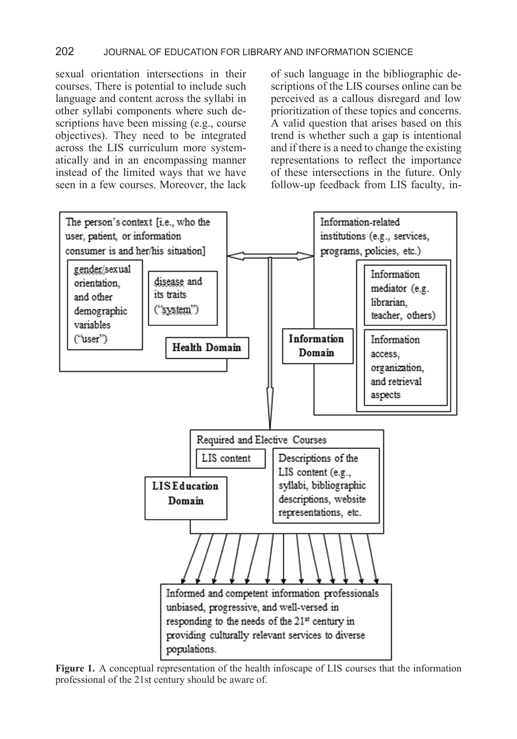sexual orientation intersections in their courses. There is potential to include such language and content across the syllabi in other syllabi components where such descriptions have been missing (e.g., course objectives). They need to be integrated across the LIS curriculum more systematically and in an encompassing manner instead of the limited ways that we have seen in a few courses. Moreover, the lack of such language in the bibliographic descriptions of the LIS courses online can be perceived as a callous disregard and low prioritization of these topics and concerns. A valid question that arises based on this trend is whether such a gap is intentional and if there is a need to change the existing representations to reflect the importance of these intersections in the future. Only follow-up feedback from LIS faculty, in-

The person's context [i.e., who the user, patient, or information consumer is and her/his situation]

gender/sexual orientation, and other demographic variables ("user")

disease and its traits ("system")

**Health Domain**

Information-related institutions (e.g., services, programs, policies, etc.)

Information mediator (e.g. librarian, teacher, others)

Information access, organization, and retrieval aspects

**Information Domain**

Required and Elective Courses

LIS content

Descriptions of the LIS content (e.g., syllabi, bibliographic descriptions, website representations, etc.

**LIS Education Domain**

Informed and competent information professionals unbiased, progressive, and well-versed in responding to the needs of the 21st century in providing culturally relevant services to diverse populations.

**Figure 1.** A conceptual representation of the health infoscape of LIS courses that the information professional of the 21st century should be aware of.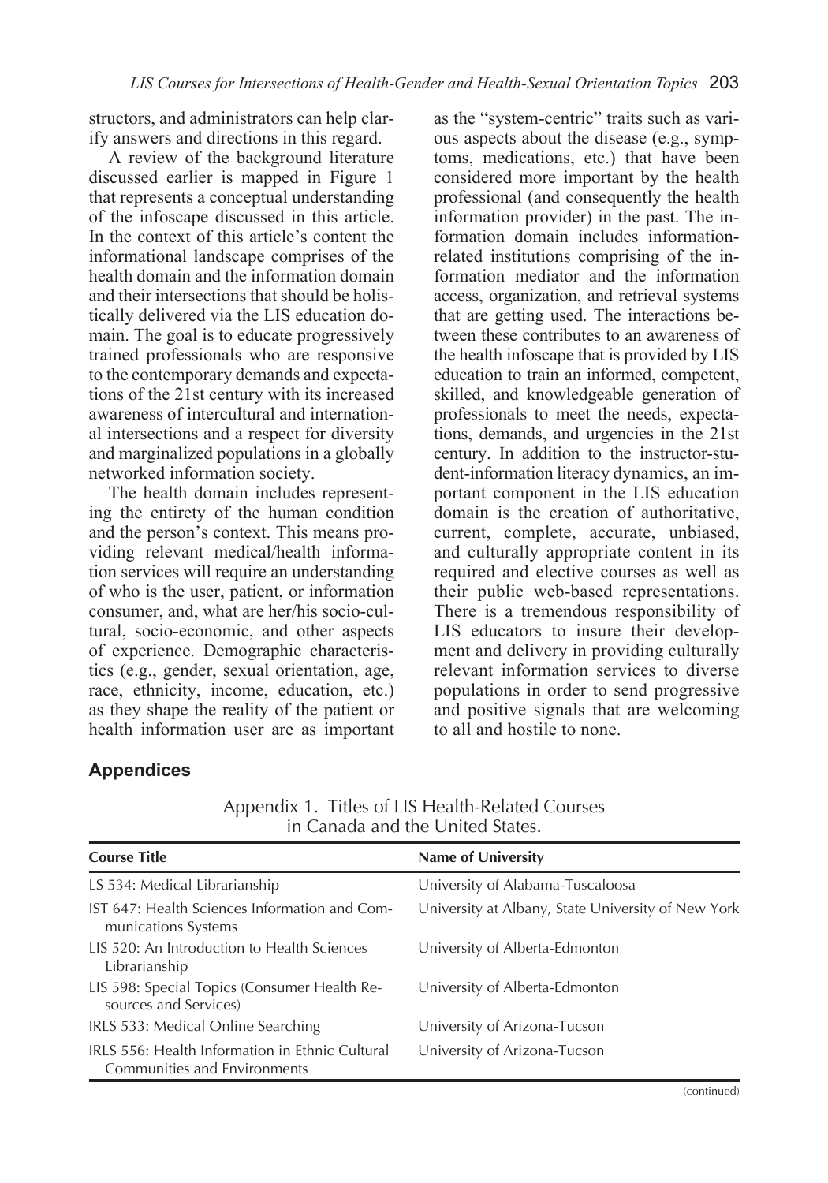structors, and administrators can help clarify answers and directions in this regard.

A review of the background literature discussed earlier is mapped in Figure 1 that represents a conceptual understanding of the infoscape discussed in this article. In the context of this article's content the informational landscape comprises of the health domain and the information domain and their intersections that should be holistically delivered via the LIS education domain. The goal is to educate progressively trained professionals who are responsive to the contemporary demands and expectations of the 21st century with its increased awareness of intercultural and international intersections and a respect for diversity and marginalized populations in a globally networked information society.

The health domain includes representing the entirety of the human condition and the person's context. This means providing relevant medical/health information services will require an understanding of who is the user, patient, or information consumer, and, what are her/his socio-cultural, socio-economic, and other aspects of experience. Demographic characteristics (e.g., gender, sexual orientation, age, race, ethnicity, income, education, etc.) as they shape the reality of the patient or health information user are as important as the "system-centric" traits such as various aspects about the disease (e.g., symptoms, medications, etc.) that have been considered more important by the health professional (and consequently the health information provider) in the past. The information domain includes information-related institutions comprising of the information mediator and the information access, organization, and retrieval systems that are getting used. The interactions between these contributes to an awareness of the health infoscape that is provided by LIS education to train an informed, competent, skilled, and knowledgeable generation of professionals to meet the needs, expectations, demands, and urgencies in the 21st century. In addition to the instructor-student-information literacy dynamics, an important component in the LIS education domain is the creation of authoritative, current, complete, accurate, unbiased, and culturally appropriate content in its required and elective courses as well as their public web-based representations. There is a tremendous responsibility of LIS educators to insure their development and delivery in providing culturally relevant information services to diverse populations in order to send progressive and positive signals that are welcoming to all and hostile to none.

## Appendices

Appendix 1. Titles of LIS Health-Related Courses in Canada and the United States.

| Course Title | Name of University |
|---|---|
| LS 534: Medical Librarianship | University of Alabama-Tuscaloosa |
| IST 647: Health Sciences Information and Communications Systems | University at Albany, State University of New York |
| LIS 520: An Introduction to Health Sciences Librarianship | University of Alberta-Edmonton |
| LIS 598: Special Topics (Consumer Health Resources and Services) | University of Alberta-Edmonton |
| IRLS 533: Medical Online Searching | University of Arizona-Tucson |
| IRLS 556: Health Information in Ethnic Cultural Communities and Environments | University of Arizona-Tucson |

(continued)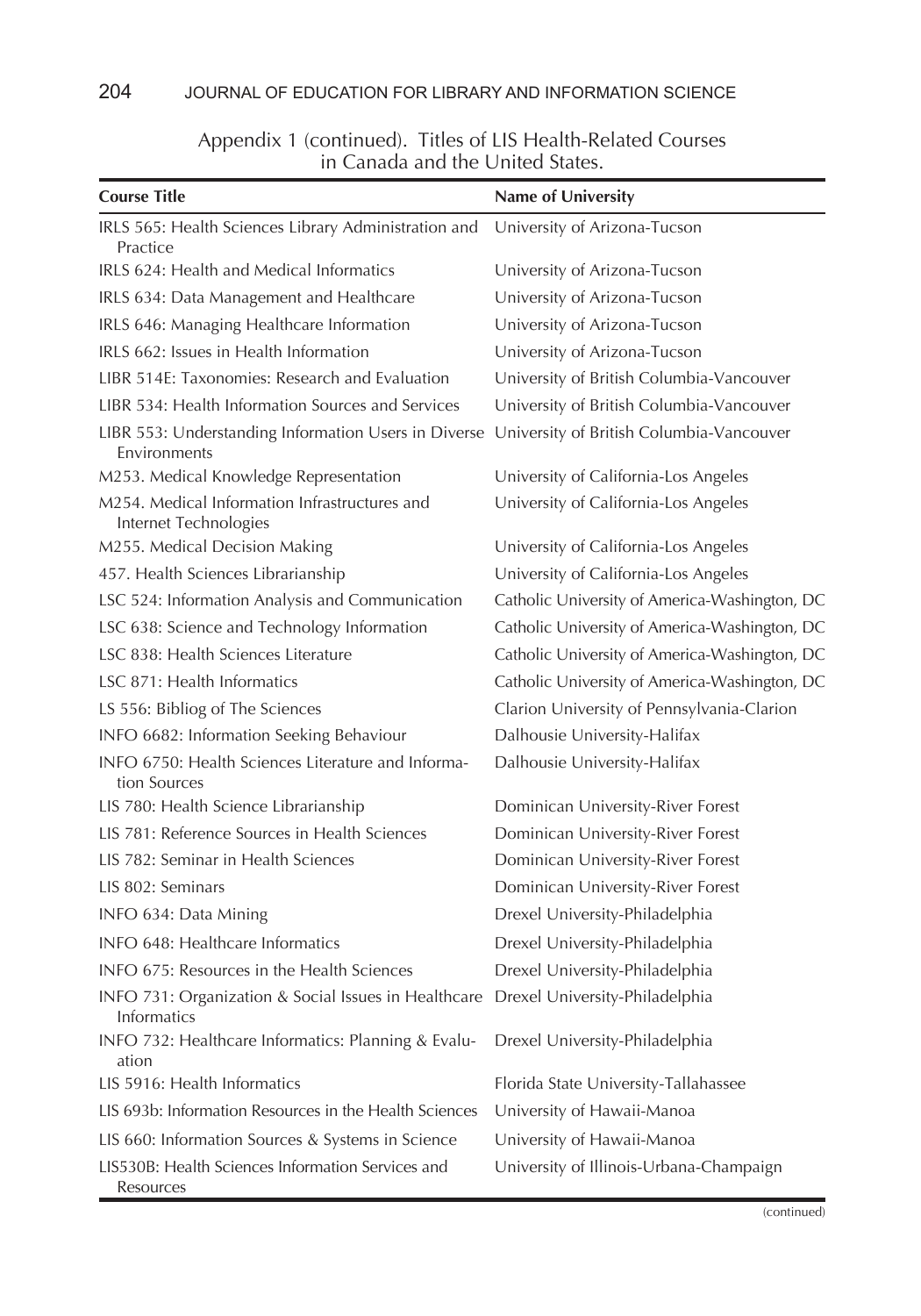Appendix 1 (continued). Titles of LIS Health-Related Courses in Canada and the United States.

| Course Title | Name of University |
| --- | --- |
| IRLS 565: Health Sciences Library Administration and Practice | University of Arizona-Tucson |
| IRLS 624: Health and Medical Informatics | University of Arizona-Tucson |
| IRLS 634: Data Management and Healthcare | University of Arizona-Tucson |
| IRLS 646: Managing Healthcare Information | University of Arizona-Tucson |
| IRLS 662: Issues in Health Information | University of Arizona-Tucson |
| LIBR 514E: Taxonomies: Research and Evaluation | University of British Columbia-Vancouver |
| LIBR 534: Health Information Sources and Services | University of British Columbia-Vancouver |
| LIBR 553: Understanding Information Users in Diverse Environments | University of British Columbia-Vancouver |
| M253. Medical Knowledge Representation | University of California-Los Angeles |
| M254. Medical Information Infrastructures and Internet Technologies | University of California-Los Angeles |
| M255. Medical Decision Making | University of California-Los Angeles |
| 457. Health Sciences Librarianship | University of California-Los Angeles |
| LSC 524: Information Analysis and Communication | Catholic University of America-Washington, DC |
| LSC 638: Science and Technology Information | Catholic University of America-Washington, DC |
| LSC 838: Health Sciences Literature | Catholic University of America-Washington, DC |
| LSC 871: Health Informatics | Catholic University of America-Washington, DC |
| LS 556: Bibliog of The Sciences | Clarion University of Pennsylvania-Clarion |
| INFO 6682: Information Seeking Behaviour | Dalhousie University-Halifax |
| INFO 6750: Health Sciences Literature and Information Sources | Dalhousie University-Halifax |
| LIS 780: Health Science Librarianship | Dominican University-River Forest |
| LIS 781: Reference Sources in Health Sciences | Dominican University-River Forest |
| LIS 782: Seminar in Health Sciences | Dominican University-River Forest |
| LIS 802: Seminars | Dominican University-River Forest |
| INFO 634: Data Mining | Drexel University-Philadelphia |
| INFO 648: Healthcare Informatics | Drexel University-Philadelphia |
| INFO 675: Resources in the Health Sciences | Drexel University-Philadelphia |
| INFO 731: Organization & Social Issues in Healthcare Informatics | Drexel University-Philadelphia |
| INFO 732: Healthcare Informatics: Planning & Evaluation | Drexel University-Philadelphia |
| LIS 5916: Health Informatics | Florida State University-Tallahassee |
| LIS 693b: Information Resources in the Health Sciences | University of Hawaii-Manoa |
| LIS 660: Information Sources & Systems in Science | University of Hawaii-Manoa |
| LIS530B: Health Sciences Information Services and Resources | University of Illinois-Urbana-Champaign |

(continued)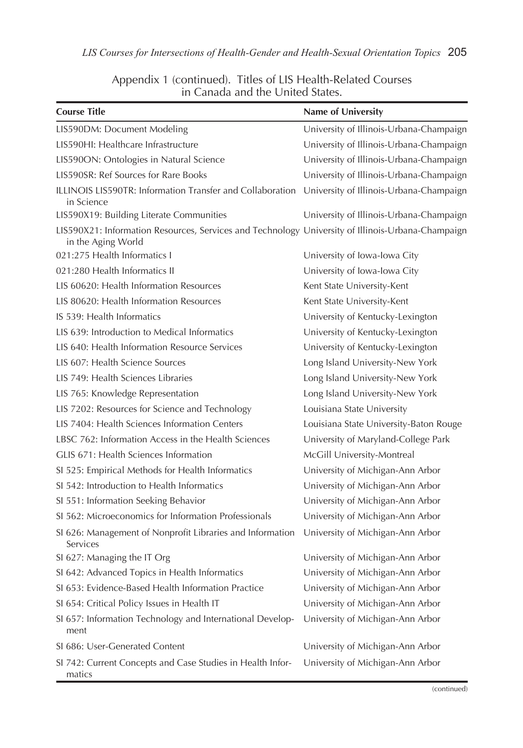Appendix 1 (continued). Titles of LIS Health-Related Courses in Canada and the United States.

| Course Title | Name of University |
|---|---|
| LIS590DM: Document Modeling | University of Illinois-Urbana-Champaign |
| LIS590HI: Healthcare Infrastructure | University of Illinois-Urbana-Champaign |
| LIS590ON: Ontologies in Natural Science | University of Illinois-Urbana-Champaign |
| LIS590SR: Ref Sources for Rare Books | University of Illinois-Urbana-Champaign |
| ILLINOIS LIS590TR: Information Transfer and Collaboration in Science | University of Illinois-Urbana-Champaign |
| LIS590X19: Building Literate Communities | University of Illinois-Urbana-Champaign |
| LIS590X21: Information Resources, Services and Technology in the Aging World | University of Illinois-Urbana-Champaign |
| 021:275 Health Informatics I | University of Iowa-Iowa City |
| 021:280 Health Informatics II | University of Iowa-Iowa City |
| LIS 60620: Health Information Resources | Kent State University-Kent |
| LIS 80620: Health Information Resources | Kent State University-Kent |
| IS 539: Health Informatics | University of Kentucky-Lexington |
| LIS 639: Introduction to Medical Informatics | University of Kentucky-Lexington |
| LIS 640: Health Information Resource Services | University of Kentucky-Lexington |
| LIS 607: Health Science Sources | Long Island University-New York |
| LIS 749: Health Sciences Libraries | Long Island University-New York |
| LIS 765: Knowledge Representation | Long Island University-New York |
| LIS 7202: Resources for Science and Technology | Louisiana State University |
| LIS 7404: Health Sciences Information Centers | Louisiana State University-Baton Rouge |
| LBSC 762: Information Access in the Health Sciences | University of Maryland-College Park |
| GLIS 671: Health Sciences Information | McGill University-Montreal |
| SI 525: Empirical Methods for Health Informatics | University of Michigan-Ann Arbor |
| SI 542: Introduction to Health Informatics | University of Michigan-Ann Arbor |
| SI 551: Information Seeking Behavior | University of Michigan-Ann Arbor |
| SI 562: Microeconomics for Information Professionals | University of Michigan-Ann Arbor |
| SI 626: Management of Nonprofit Libraries and Information Services | University of Michigan-Ann Arbor |
| SI 627: Managing the IT Org | University of Michigan-Ann Arbor |
| SI 642: Advanced Topics in Health Informatics | University of Michigan-Ann Arbor |
| SI 653: Evidence-Based Health Information Practice | University of Michigan-Ann Arbor |
| SI 654: Critical Policy Issues in Health IT | University of Michigan-Ann Arbor |
| SI 657: Information Technology and International Development | University of Michigan-Ann Arbor |
| SI 686: User-Generated Content | University of Michigan-Ann Arbor |
| SI 742: Current Concepts and Case Studies in Health Informatics | University of Michigan-Ann Arbor |

(continued)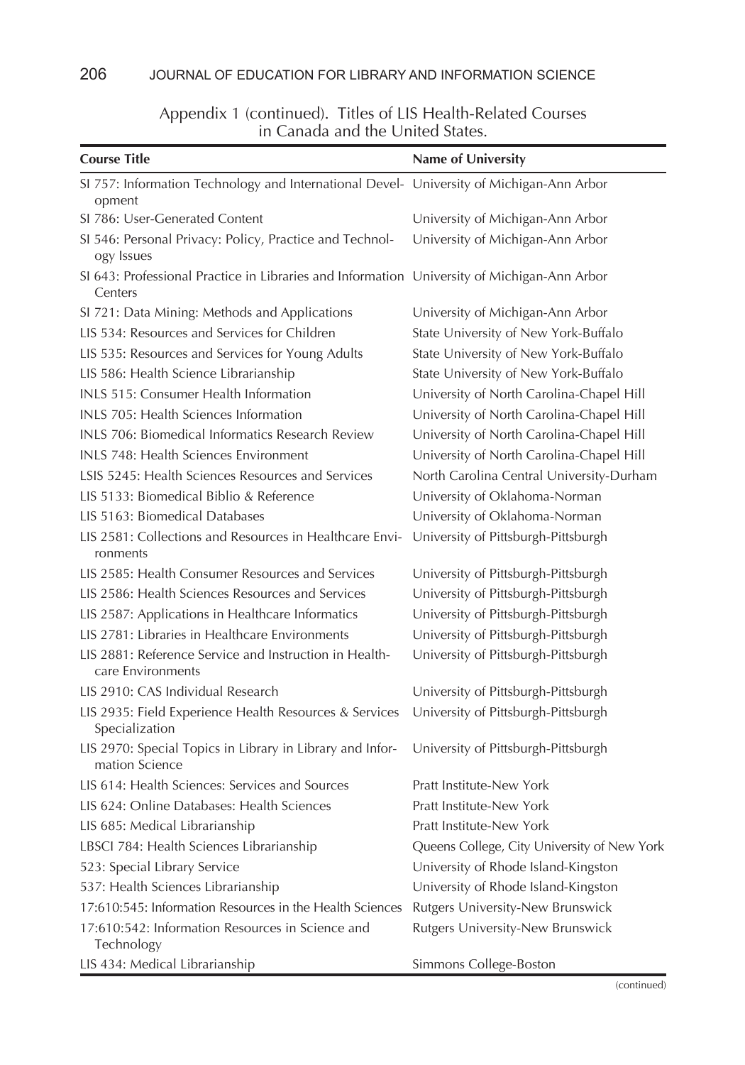Appendix 1 (continued). Titles of LIS Health-Related Courses in Canada and the United States.

| Course Title | Name of University |
|---|---|
| SI 757: Information Technology and International Development | University of Michigan-Ann Arbor |
| SI 786: User-Generated Content | University of Michigan-Ann Arbor |
| SI 546: Personal Privacy: Policy, Practice and Technology Issues | University of Michigan-Ann Arbor |
| SI 643: Professional Practice in Libraries and Information Centers | University of Michigan-Ann Arbor |
| SI 721: Data Mining: Methods and Applications | University of Michigan-Ann Arbor |
| LIS 534: Resources and Services for Children | State University of New York-Buffalo |
| LIS 535: Resources and Services for Young Adults | State University of New York-Buffalo |
| LIS 586: Health Science Librarianship | State University of New York-Buffalo |
| INLS 515: Consumer Health Information | University of North Carolina-Chapel Hill |
| INLS 705: Health Sciences Information | University of North Carolina-Chapel Hill |
| INLS 706: Biomedical Informatics Research Review | University of North Carolina-Chapel Hill |
| INLS 748: Health Sciences Environment | University of North Carolina-Chapel Hill |
| LSIS 5245: Health Sciences Resources and Services | North Carolina Central University-Durham |
| LIS 5133: Biomedical Biblio & Reference | University of Oklahoma-Norman |
| LIS 5163: Biomedical Databases | University of Oklahoma-Norman |
| LIS 2581: Collections and Resources in Healthcare Environments | University of Pittsburgh-Pittsburgh |
| LIS 2585: Health Consumer Resources and Services | University of Pittsburgh-Pittsburgh |
| LIS 2586: Health Sciences Resources and Services | University of Pittsburgh-Pittsburgh |
| LIS 2587: Applications in Healthcare Informatics | University of Pittsburgh-Pittsburgh |
| LIS 2781: Libraries in Healthcare Environments | University of Pittsburgh-Pittsburgh |
| LIS 2881: Reference Service and Instruction in Healthcare Environments | University of Pittsburgh-Pittsburgh |
| LIS 2910: CAS Individual Research | University of Pittsburgh-Pittsburgh |
| LIS 2935: Field Experience Health Resources & Services Specialization | University of Pittsburgh-Pittsburgh |
| LIS 2970: Special Topics in Library in Library and Information Science | University of Pittsburgh-Pittsburgh |
| LIS 614: Health Sciences: Services and Sources | Pratt Institute-New York |
| LIS 624: Online Databases: Health Sciences | Pratt Institute-New York |
| LIS 685: Medical Librarianship | Pratt Institute-New York |
| LBSCI 784: Health Sciences Librarianship | Queens College, City University of New York |
| 523: Special Library Service | University of Rhode Island-Kingston |
| 537: Health Sciences Librarianship | University of Rhode Island-Kingston |
| 17:610:545: Information Resources in the Health Sciences | Rutgers University-New Brunswick |
| 17:610:542: Information Resources in Science and Technology | Rutgers University-New Brunswick |
| LIS 434: Medical Librarianship | Simmons College-Boston |

(continued)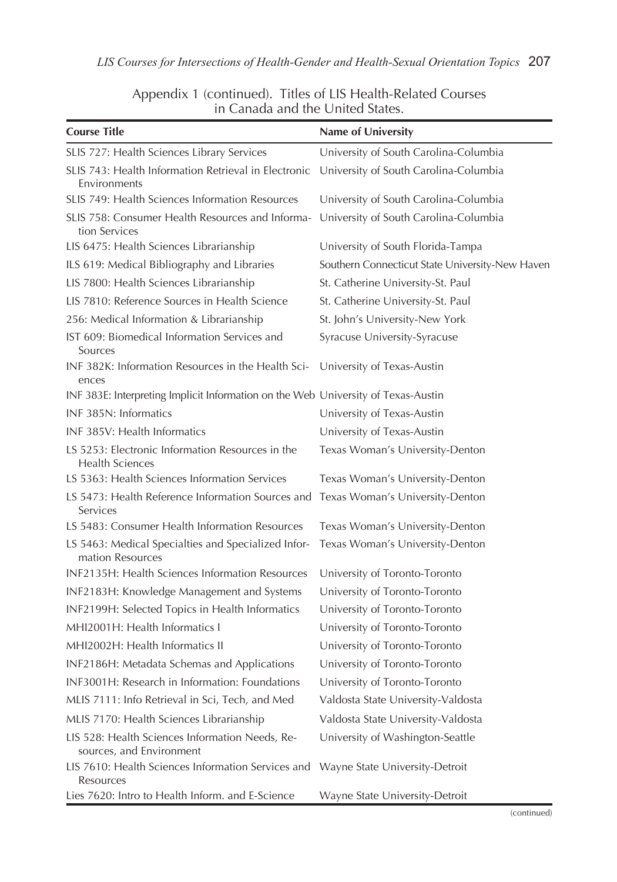Appendix 1 (continued). Titles of LIS Health-Related Courses in Canada and the United States.

| Course Title | Name of University |
|---|---|
| SLIS 727: Health Sciences Library Services | University of South Carolina-Columbia |
| SLIS 743: Health Information Retrieval in Electronic Environments | University of South Carolina-Columbia |
| SLIS 749: Health Sciences Information Resources | University of South Carolina-Columbia |
| SLIS 758: Consumer Health Resources and Information Services | University of South Carolina-Columbia |
| LIS 6475: Health Sciences Librarianship | University of South Florida-Tampa |
| ILS 619: Medical Bibliography and Libraries | Southern Connecticut State University-New Haven |
| LIS 7800: Health Sciences Librarianship | St. Catherine University-St. Paul |
| LIS 7810: Reference Sources in Health Science | St. Catherine University-St. Paul |
| 256: Medical Information & Librarianship | St. John's University-New York |
| IST 609: Biomedical Information Services and Sources | Syracuse University-Syracuse |
| INF 382K: Information Resources in the Health Sciences | University of Texas-Austin |
| INF 383E: Interpreting Implicit Information on the Web | University of Texas-Austin |
| INF 385N: Informatics | University of Texas-Austin |
| INF 385V: Health Informatics | University of Texas-Austin |
| LS 5253: Electronic Information Resources in the Health Sciences | Texas Woman's University-Denton |
| LS 5363: Health Sciences Information Services | Texas Woman's University-Denton |
| LS 5473: Health Reference Information Sources and Services | Texas Woman's University-Denton |
| LS 5483: Consumer Health Information Resources | Texas Woman's University-Denton |
| LS 5463: Medical Specialties and Specialized Information Resources | Texas Woman's University-Denton |
| INF2135H: Health Sciences Information Resources | University of Toronto-Toronto |
| INF2183H: Knowledge Management and Systems | University of Toronto-Toronto |
| INF2199H: Selected Topics in Health Informatics | University of Toronto-Toronto |
| MHI2001H: Health Informatics I | University of Toronto-Toronto |
| MHI2002H: Health Informatics II | University of Toronto-Toronto |
| INF2186H: Metadata Schemas and Applications | University of Toronto-Toronto |
| INF3001H: Research in Information: Foundations | University of Toronto-Toronto |
| MLIS 7111: Info Retrieval in Sci, Tech, and Med | Valdosta State University-Valdosta |
| MLIS 7170: Health Sciences Librarianship | Valdosta State University-Valdosta |
| LIS 528: Health Sciences Information Needs, Resources, and Environment | University of Washington-Seattle |
| LIS 7610: Health Sciences Information Services and Resources | Wayne State University-Detroit |
| Lies 7620: Intro to Health Inform. and E-Science | Wayne State University-Detroit |

(continued)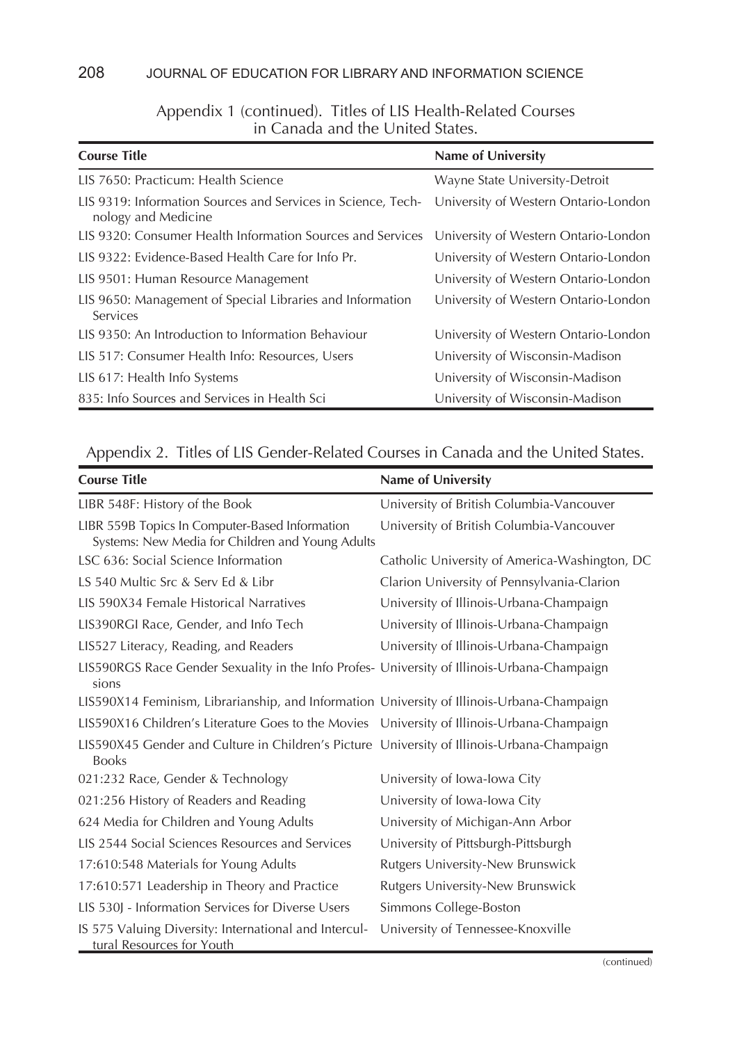Appendix 1 (continued). Titles of LIS Health-Related Courses in Canada and the United States.

| Course Title | Name of University |
|---|---|
| LIS 7650: Practicum: Health Science | Wayne State University-Detroit |
| LIS 9319: Information Sources and Services in Science, Technology and Medicine | University of Western Ontario-London |
| LIS 9320: Consumer Health Information Sources and Services | University of Western Ontario-London |
| LIS 9322: Evidence-Based Health Care for Info Pr. | University of Western Ontario-London |
| LIS 9501: Human Resource Management | University of Western Ontario-London |
| LIS 9650: Management of Special Libraries and Information Services | University of Western Ontario-London |
| LIS 9350: An Introduction to Information Behaviour | University of Western Ontario-London |
| LIS 517: Consumer Health Info: Resources, Users | University of Wisconsin-Madison |
| LIS 617: Health Info Systems | University of Wisconsin-Madison |
| 835: Info Sources and Services in Health Sci | University of Wisconsin-Madison |

Appendix 2. Titles of LIS Gender-Related Courses in Canada and the United States.

| Course Title | Name of University |
|---|---|
| LIBR 548F: History of the Book | University of British Columbia-Vancouver |
| LIBR 559B Topics In Computer-Based Information Systems: New Media for Children and Young Adults | University of British Columbia-Vancouver |
| LSC 636: Social Science Information | Catholic University of America-Washington, DC |
| LS 540 Multic Src & Serv Ed & Libr | Clarion University of Pennsylvania-Clarion |
| LIS 590X34 Female Historical Narratives | University of Illinois-Urbana-Champaign |
| LIS390RGI Race, Gender, and Info Tech | University of Illinois-Urbana-Champaign |
| LIS527 Literacy, Reading, and Readers | University of Illinois-Urbana-Champaign |
| LIS590RGS Race Gender Sexuality in the Info Professions | University of Illinois-Urbana-Champaign |
| LIS590X14 Feminism, Librarianship, and Information | University of Illinois-Urbana-Champaign |
| LIS590X16 Children's Literature Goes to the Movies | University of Illinois-Urbana-Champaign |
| LIS590X45 Gender and Culture in Children's Picture Books | University of Illinois-Urbana-Champaign |
| 021:232 Race, Gender & Technology | University of Iowa-Iowa City |
| 021:256 History of Readers and Reading | University of Iowa-Iowa City |
| 624 Media for Children and Young Adults | University of Michigan-Ann Arbor |
| LIS 2544 Social Sciences Resources and Services | University of Pittsburgh-Pittsburgh |
| 17:610:548 Materials for Young Adults | Rutgers University-New Brunswick |
| 17:610:571 Leadership in Theory and Practice | Rutgers University-New Brunswick |
| LIS 530J - Information Services for Diverse Users | Simmons College-Boston |
| IS 575 Valuing Diversity: International and Intercultural Resources for Youth | University of Tennessee-Knoxville |

(continued)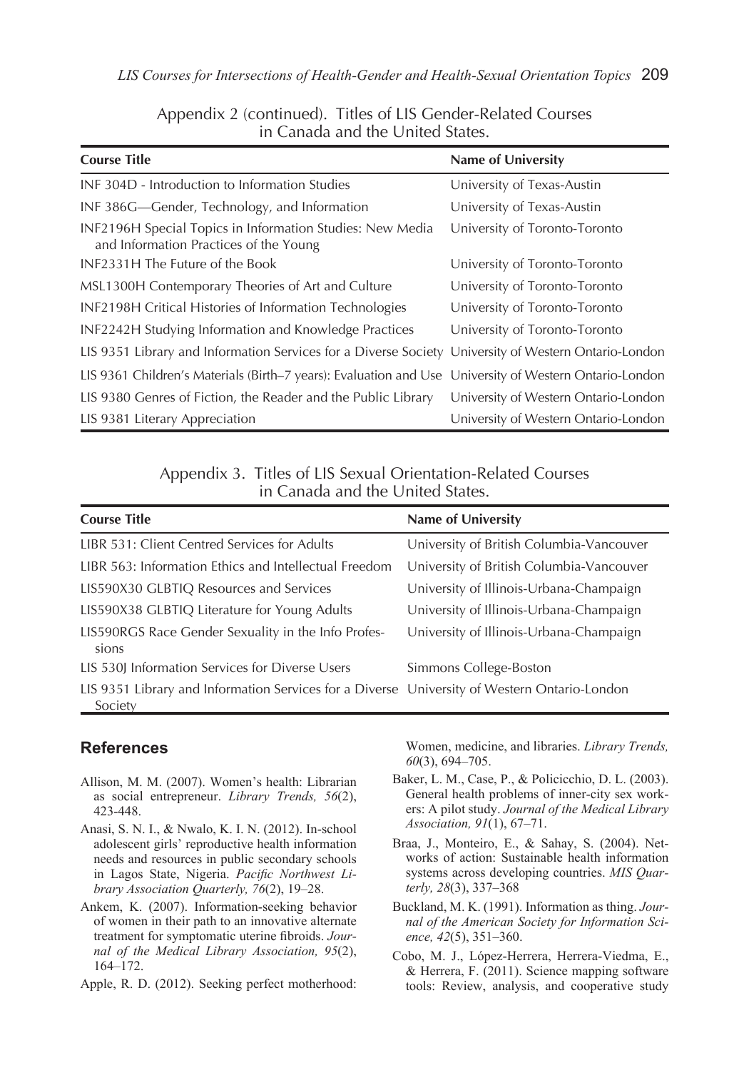Appendix 2 (continued). Titles of LIS Gender-Related Courses in Canada and the United States.

| Course Title | Name of University |
| --- | --- |
| INF 304D - Introduction to Information Studies | University of Texas-Austin |
| INF 386G—Gender, Technology, and Information | University of Texas-Austin |
| INF2196H Special Topics in Information Studies: New Media and Information Practices of the Young | University of Toronto-Toronto |
| INF2331H The Future of the Book | University of Toronto-Toronto |
| MSL1300H Contemporary Theories of Art and Culture | University of Toronto-Toronto |
| INF2198H Critical Histories of Information Technologies | University of Toronto-Toronto |
| INF2242H Studying Information and Knowledge Practices | University of Toronto-Toronto |
| LIS 9351 Library and Information Services for a Diverse Society | University of Western Ontario-London |
| LIS 9361 Children's Materials (Birth–7 years): Evaluation and Use | University of Western Ontario-London |
| LIS 9380 Genres of Fiction, the Reader and the Public Library | University of Western Ontario-London |
| LIS 9381 Literary Appreciation | University of Western Ontario-London |

Appendix 3. Titles of LIS Sexual Orientation-Related Courses in Canada and the United States.

| Course Title | Name of University |
| --- | --- |
| LIBR 531: Client Centred Services for Adults | University of British Columbia-Vancouver |
| LIBR 563: Information Ethics and Intellectual Freedom | University of British Columbia-Vancouver |
| LIS590X30 GLBTIQ Resources and Services | University of Illinois-Urbana-Champaign |
| LIS590X38 GLBTIQ Literature for Young Adults | University of Illinois-Urbana-Champaign |
| LIS590RGS Race Gender Sexuality in the Info Professions | University of Illinois-Urbana-Champaign |
| LIS 530J Information Services for Diverse Users | Simmons College-Boston |
| LIS 9351 Library and Information Services for a Diverse Society | University of Western Ontario-London |

## References

Allison, M. M. (2007). Women's health: Librarian as social entrepreneur. *Library Trends, 56*(2), 423-448.

Anasi, S. N. I., & Nwalo, K. I. N. (2012). In-school adolescent girls' reproductive health information needs and resources in public secondary schools in Lagos State, Nigeria. *Pacific Northwest Library Association Quarterly, 76*(2), 19–28.

Ankem, K. (2007). Information-seeking behavior of women in their path to an innovative alternate treatment for symptomatic uterine fibroids. *Journal of the Medical Library Association, 95*(2), 164–172.

Apple, R. D. (2012). Seeking perfect motherhood: Women, medicine, and libraries. *Library Trends, 60*(3), 694–705.

Baker, L. M., Case, P., & Policicchio, D. L. (2003). General health problems of inner-city sex workers: A pilot study. *Journal of the Medical Library Association, 91*(1), 67–71.

Braa, J., Monteiro, E., & Sahay, S. (2004). Networks of action: Sustainable health information systems across developing countries. *MIS Quarterly, 28*(3), 337–368

Buckland, M. K. (1991). Information as thing. *Journal of the American Society for Information Science, 42*(5), 351–360.

Cobo, M. J., López-Herrera, Herrera-Viedma, E., & Herrera, F. (2011). Science mapping software tools: Review, analysis, and cooperative study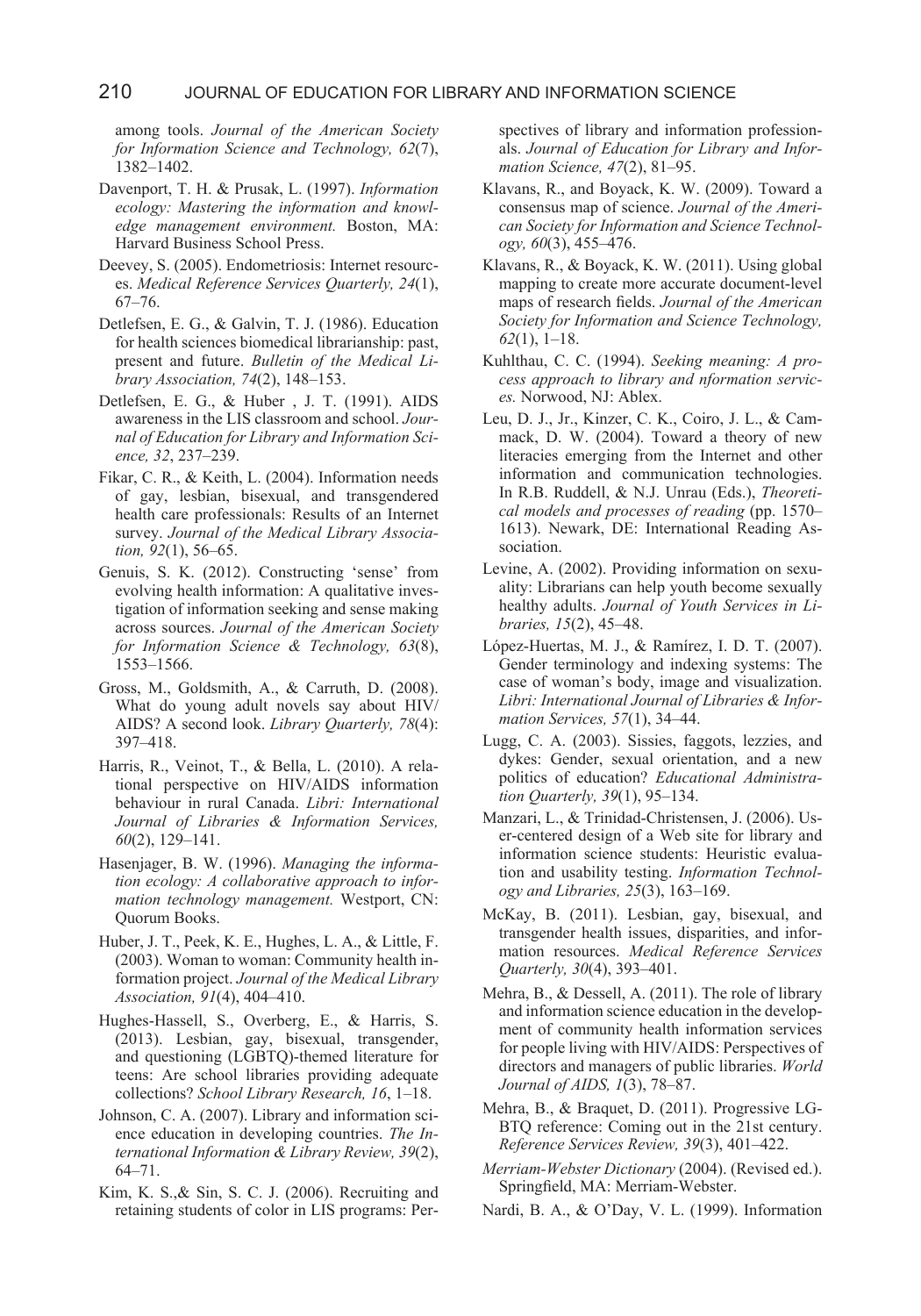among tools. *Journal of the American Society for Information Science and Technology, 62*(7), 1382–1402.

Davenport, T. H. & Prusak, L. (1997). *Information ecology: Mastering the information and knowledge management environment.* Boston, MA: Harvard Business School Press.

Deevey, S. (2005). Endometriosis: Internet resources. *Medical Reference Services Quarterly, 24*(1), 67–76.

Detlefsen, E. G., & Galvin, T. J. (1986). Education for health sciences biomedical librarianship: past, present and future. *Bulletin of the Medical Library Association, 74*(2), 148–153.

Detlefsen, E. G., & Huber , J. T. (1991). AIDS awareness in the LIS classroom and school. *Journal of Education for Library and Information Science, 32*, 237–239.

Fikar, C. R., & Keith, L. (2004). Information needs of gay, lesbian, bisexual, and transgendered health care professionals: Results of an Internet survey. *Journal of the Medical Library Association, 92*(1), 56–65.

Genuis, S. K. (2012). Constructing 'sense' from evolving health information: A qualitative investigation of information seeking and sense making across sources. *Journal of the American Society for Information Science & Technology, 63*(8), 1553–1566.

Gross, M., Goldsmith, A., & Carruth, D. (2008). What do young adult novels say about HIV/AIDS? A second look. *Library Quarterly, 78*(4): 397–418.

Harris, R., Veinot, T., & Bella, L. (2010). A relational perspective on HIV/AIDS information behaviour in rural Canada. *Libri: International Journal of Libraries & Information Services, 60*(2), 129–141.

Hasenjager, B. W. (1996). *Managing the information ecology: A collaborative approach to information technology management.* Westport, CN: Quorum Books.

Huber, J. T., Peek, K. E., Hughes, L. A., & Little, F. (2003). Woman to woman: Community health information project. *Journal of the Medical Library Association, 91*(4), 404–410.

Hughes-Hassell, S., Overberg, E., & Harris, S. (2013). Lesbian, gay, bisexual, transgender, and questioning (LGBTQ)-themed literature for teens: Are school libraries providing adequate collections? *School Library Research, 16*, 1–18.

Johnson, C. A. (2007). Library and information science education in developing countries. *The International Information & Library Review, 39*(2), 64–71.

Kim, K. S.,& Sin, S. C. J. (2006). Recruiting and retaining students of color in LIS programs: Perspectives of library and information professionals. *Journal of Education for Library and Information Science, 47*(2), 81–95.

Klavans, R., and Boyack, K. W. (2009). Toward a consensus map of science. *Journal of the American Society for Information and Science Technology, 60*(3), 455–476.

Klavans, R., & Boyack, K. W. (2011). Using global mapping to create more accurate document-level maps of research fields. *Journal of the American Society for Information and Science Technology, 62*(1), 1–18.

Kuhlthau, C. C. (1994). *Seeking meaning: A process approach to library and nformation services.* Norwood, NJ: Ablex.

Leu, D. J., Jr., Kinzer, C. K., Coiro, J. L., & Cammack, D. W. (2004). Toward a theory of new literacies emerging from the Internet and other information and communication technologies. In R.B. Ruddell, & N.J. Unrau (Eds.), *Theoretical models and processes of reading* (pp. 1570–1613). Newark, DE: International Reading Association.

Levine, A. (2002). Providing information on sexuality: Librarians can help youth become sexually healthy adults. *Journal of Youth Services in Libraries, 15*(2), 45–48.

López-Huertas, M. J., & Ramírez, I. D. T. (2007). Gender terminology and indexing systems: The case of woman's body, image and visualization. *Libri: International Journal of Libraries & Information Services, 57*(1), 34–44.

Lugg, C. A. (2003). Sissies, faggots, lezzies, and dykes: Gender, sexual orientation, and a new politics of education? *Educational Administration Quarterly, 39*(1), 95–134.

Manzari, L., & Trinidad-Christensen, J. (2006). User-centered design of a Web site for library and information science students: Heuristic evaluation and usability testing. *Information Technology and Libraries, 25*(3), 163–169.

McKay, B. (2011). Lesbian, gay, bisexual, and transgender health issues, disparities, and information resources. *Medical Reference Services Quarterly, 30*(4), 393–401.

Mehra, B., & Dessell, A. (2011). The role of library and information science education in the development of community health information services for people living with HIV/AIDS: Perspectives of directors and managers of public libraries. *World Journal of AIDS, 1*(3), 78–87.

Mehra, B., & Braquet, D. (2011). Progressive LGBTQ reference: Coming out in the 21st century. *Reference Services Review, 39*(3), 401–422.

*Merriam-Webster Dictionary* (2004). (Revised ed.). Springfield, MA: Merriam-Webster.

Nardi, B. A., & O'Day, V. L. (1999). Information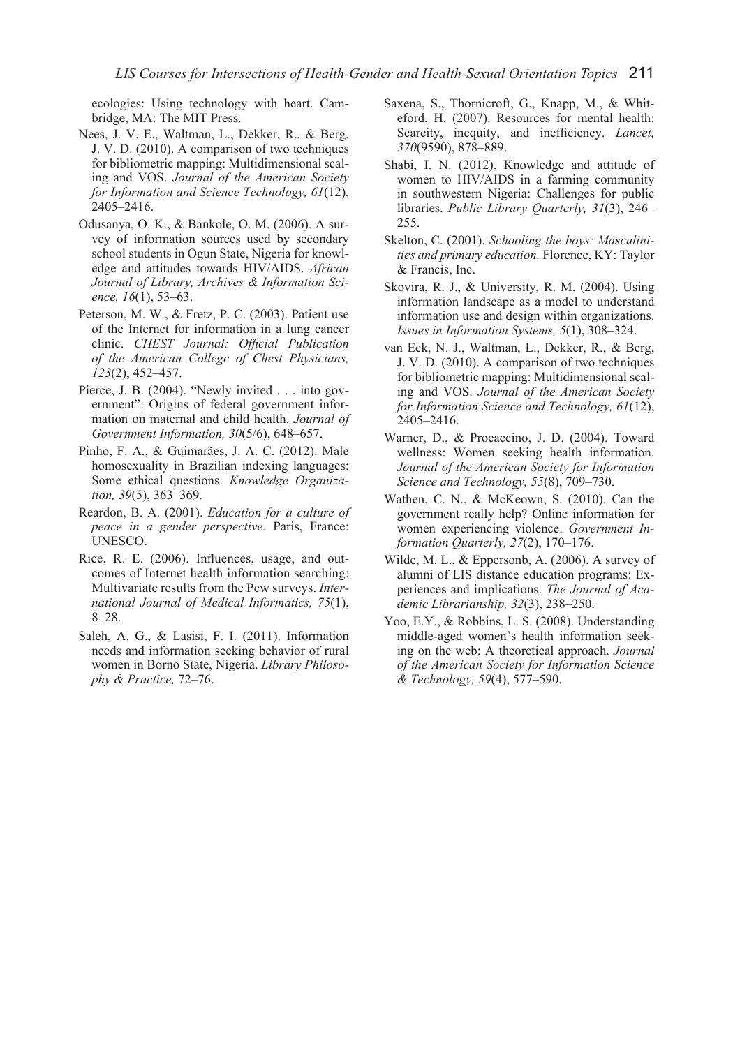ecologies: Using technology with heart. Cambridge, MA: The MIT Press.

Nees, J. V. E., Waltman, L., Dekker, R., & Berg, J. V. D. (2010). A comparison of two techniques for bibliometric mapping: Multidimensional scaling and VOS. *Journal of the American Society for Information and Science Technology, 61*(12), 2405–2416.

Odusanya, O. K., & Bankole, O. M. (2006). A survey of information sources used by secondary school students in Ogun State, Nigeria for knowledge and attitudes towards HIV/AIDS. *African Journal of Library, Archives & Information Science, 16*(1), 53–63.

Peterson, M. W., & Fretz, P. C. (2003). Patient use of the Internet for information in a lung cancer clinic. *CHEST Journal: Official Publication of the American College of Chest Physicians, 123*(2), 452–457.

Pierce, J. B. (2004). "Newly invited . . . into government": Origins of federal government information on maternal and child health. *Journal of Government Information, 30*(5/6), 648–657.

Pinho, F. A., & Guimarães, J. A. C. (2012). Male homosexuality in Brazilian indexing languages: Some ethical questions. *Knowledge Organization, 39*(5), 363–369.

Reardon, B. A. (2001). *Education for a culture of peace in a gender perspective.* Paris, France: UNESCO.

Rice, R. E. (2006). Influences, usage, and outcomes of Internet health information searching: Multivariate results from the Pew surveys. *International Journal of Medical Informatics, 75*(1), 8–28.

Saleh, A. G., & Lasisi, F. I. (2011). Information needs and information seeking behavior of rural women in Borno State, Nigeria. *Library Philosophy & Practice,* 72–76.

Saxena, S., Thornicroft, G., Knapp, M., & Whiteford, H. (2007). Resources for mental health: Scarcity, inequity, and inefficiency. *Lancet, 370*(9590), 878–889.

Shabi, I. N. (2012). Knowledge and attitude of women to HIV/AIDS in a farming community in southwestern Nigeria: Challenges for public libraries. *Public Library Quarterly, 31*(3), 246–255.

Skelton, C. (2001). *Schooling the boys: Masculinities and primary education.* Florence, KY: Taylor & Francis, Inc.

Skovira, R. J., & University, R. M. (2004). Using information landscape as a model to understand information use and design within organizations. *Issues in Information Systems, 5*(1), 308–324.

van Eck, N. J., Waltman, L., Dekker, R., & Berg, J. V. D. (2010). A comparison of two techniques for bibliometric mapping: Multidimensional scaling and VOS. *Journal of the American Society for Information Science and Technology, 61*(12), 2405–2416.

Warner, D., & Procaccino, J. D. (2004). Toward wellness: Women seeking health information. *Journal of the American Society for Information Science and Technology, 55*(8), 709–730.

Wathen, C. N., & McKeown, S. (2010). Can the government really help? Online information for women experiencing violence. *Government Information Quarterly, 27*(2), 170–176.

Wilde, M. L., & Eppersonb, A. (2006). A survey of alumni of LIS distance education programs: Experiences and implications. *The Journal of Academic Librarianship, 32*(3), 238–250.

Yoo, E.Y., & Robbins, L. S. (2008). Understanding middle-aged women's health information seeking on the web: A theoretical approach. *Journal of the American Society for Information Science & Technology, 59*(4), 577–590.